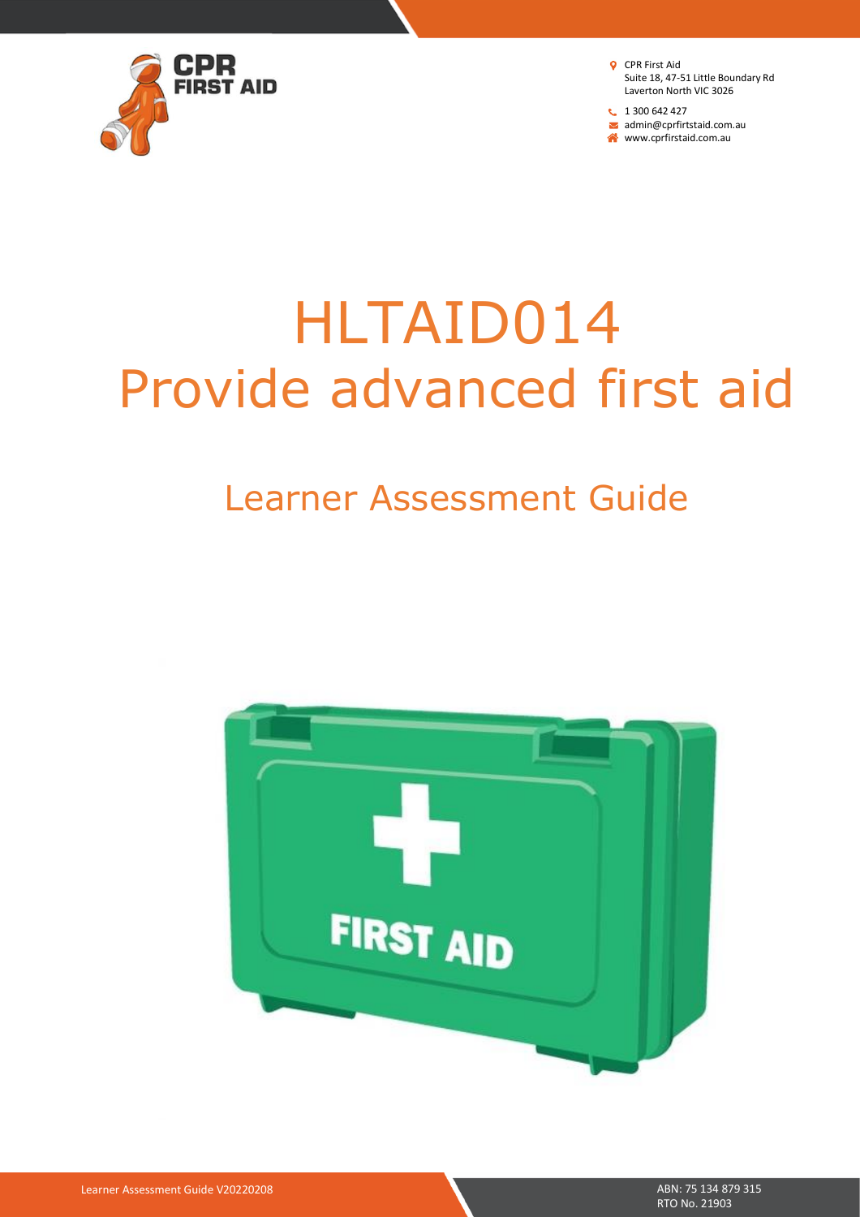CPR First Aid
Suite 18, 47-51 Little Boundary Rd
Laverton North VIC 3026

1 300 642 427
admin@cprfirtstaid.com.au
www.cprfirstaid.com.au

# HLTAID014 Provide advanced first aid

## Learner Assessment Guide

Learner Assessment Guide V20220208

ABN: 75 134 879 315
RTO No. 21903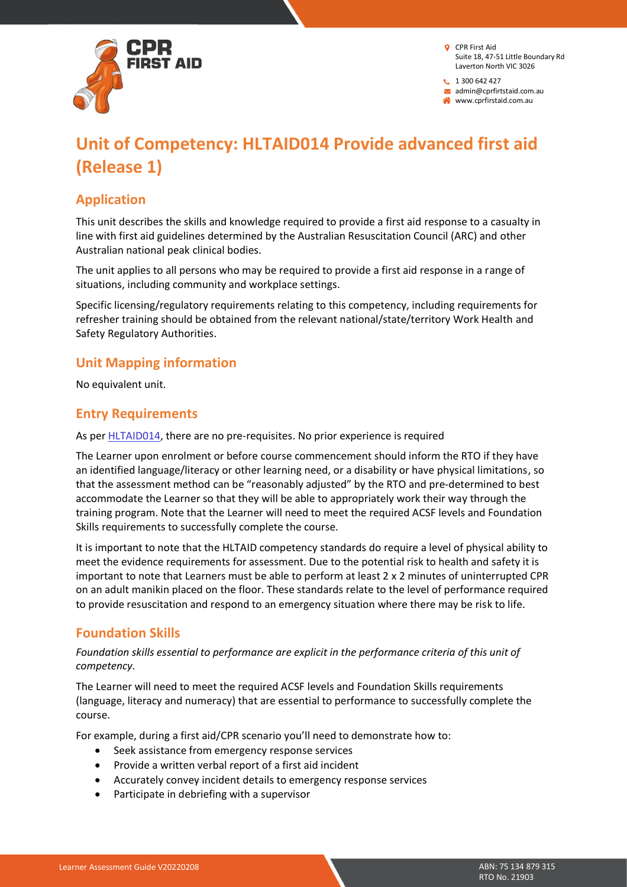# Unit of Competency: HLTAID014 Provide advanced first aid (Release 1)

## Application

This unit describes the skills and knowledge required to provide a first aid response to a casualty in line with first aid guidelines determined by the Australian Resuscitation Council (ARC) and other Australian national peak clinical bodies.

The unit applies to all persons who may be required to provide a first aid response in a range of situations, including community and workplace settings.

Specific licensing/regulatory requirements relating to this competency, including requirements for refresher training should be obtained from the relevant national/state/territory Work Health and Safety Regulatory Authorities.

## Unit Mapping information

No equivalent unit.

## Entry Requirements

As per HLTAID014, there are no pre-requisites. No prior experience is required

The Learner upon enrolment or before course commencement should inform the RTO if they have an identified language/literacy or other learning need, or a disability or have physical limitations, so that the assessment method can be "reasonably adjusted" by the RTO and pre-determined to best accommodate the Learner so that they will be able to appropriately work their way through the training program. Note that the Learner will need to meet the required ACSF levels and Foundation Skills requirements to successfully complete the course.

It is important to note that the HLTAID competency standards do require a level of physical ability to meet the evidence requirements for assessment. Due to the potential risk to health and safety it is important to note that Learners must be able to perform at least 2 x 2 minutes of uninterrupted CPR on an adult manikin placed on the floor. These standards relate to the level of performance required to provide resuscitation and respond to an emergency situation where there may be risk to life.

## Foundation Skills

*Foundation skills essential to performance are explicit in the performance criteria of this unit of competency.*

The Learner will need to meet the required ACSF levels and Foundation Skills requirements (language, literacy and numeracy) that are essential to performance to successfully complete the course.

For example, during a first aid/CPR scenario you'll need to demonstrate how to:

- Seek assistance from emergency response services
- Provide a written verbal report of a first aid incident
- Accurately convey incident details to emergency response services
- Participate in debriefing with a supervisor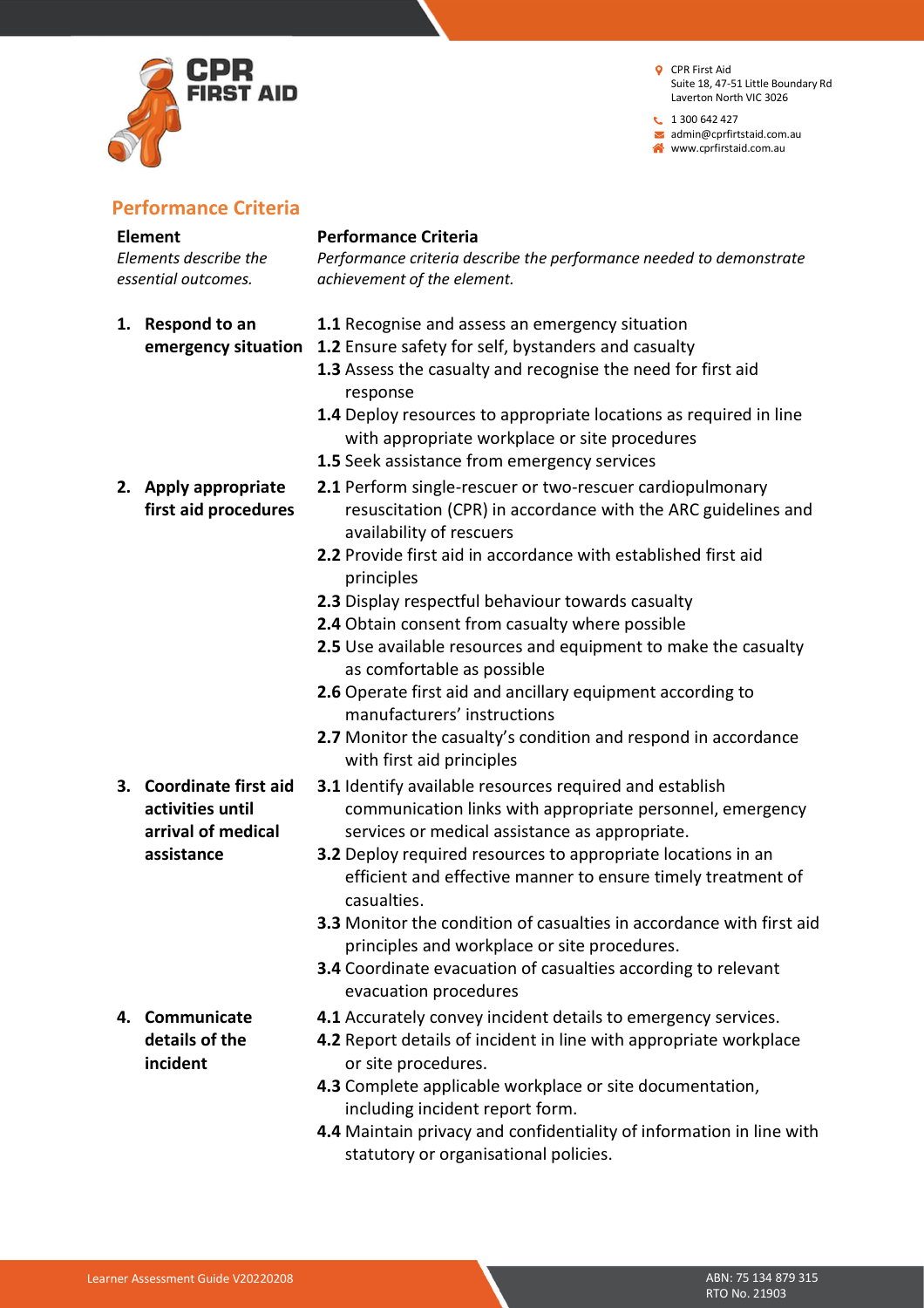## Performance Criteria

| Element | Performance Criteria |
| --- | --- |
| *Elements describe the essential outcomes.* | *Performance criteria describe the performance needed to demonstrate achievement of the element.* |
| **1. Respond to an emergency situation** | **1.1** Recognise and assess an emergency situation<br>**1.2** Ensure safety for self, bystanders and casualty<br>**1.3** Assess the casualty and recognise the need for first aid response<br>**1.4** Deploy resources to appropriate locations as required in line with appropriate workplace or site procedures<br>**1.5** Seek assistance from emergency services |
| **2. Apply appropriate first aid procedures** | **2.1** Perform single-rescuer or two-rescuer cardiopulmonary resuscitation (CPR) in accordance with the ARC guidelines and availability of rescuers<br>**2.2** Provide first aid in accordance with established first aid principles<br>**2.3** Display respectful behaviour towards casualty<br>**2.4** Obtain consent from casualty where possible<br>**2.5** Use available resources and equipment to make the casualty as comfortable as possible<br>**2.6** Operate first aid and ancillary equipment according to manufacturers' instructions<br>**2.7** Monitor the casualty's condition and respond in accordance with first aid principles |
| **3. Coordinate first aid activities until arrival of medical assistance** | **3.1** Identify available resources required and establish communication links with appropriate personnel, emergency services or medical assistance as appropriate.<br>**3.2** Deploy required resources to appropriate locations in an efficient and effective manner to ensure timely treatment of casualties.<br>**3.3** Monitor the condition of casualties in accordance with first aid principles and workplace or site procedures.<br>**3.4** Coordinate evacuation of casualties according to relevant evacuation procedures |
| **4. Communicate details of the incident** | **4.1** Accurately convey incident details to emergency services.<br>**4.2** Report details of incident in line with appropriate workplace or site procedures.<br>**4.3** Complete applicable workplace or site documentation, including incident report form.<br>**4.4** Maintain privacy and confidentiality of information in line with statutory or organisational policies. |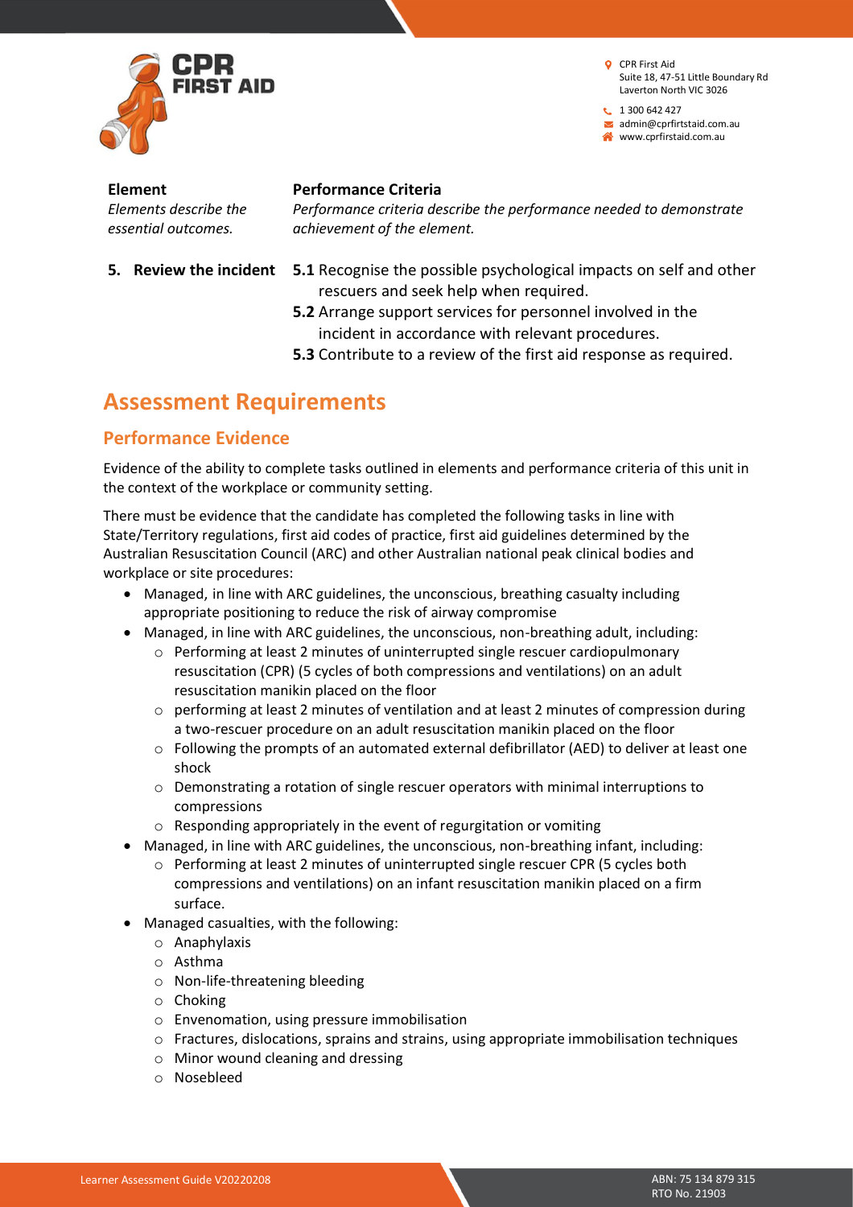| **Element**<br>*Elements describe the essential outcomes.* | **Performance Criteria**<br>*Performance criteria describe the performance needed to demonstrate achievement of the element.* |
|---|---|
| **5. Review the incident** | **5.1** Recognise the possible psychological impacts on self and other rescuers and seek help when required.<br>**5.2** Arrange support services for personnel involved in the incident in accordance with relevant procedures.<br>**5.3** Contribute to a review of the first aid response as required. |

# Assessment Requirements

## Performance Evidence

Evidence of the ability to complete tasks outlined in elements and performance criteria of this unit in the context of the workplace or community setting.

There must be evidence that the candidate has completed the following tasks in line with State/Territory regulations, first aid codes of practice, first aid guidelines determined by the Australian Resuscitation Council (ARC) and other Australian national peak clinical bodies and workplace or site procedures:

- Managed, in line with ARC guidelines, the unconscious, breathing casualty including appropriate positioning to reduce the risk of airway compromise
- Managed, in line with ARC guidelines, the unconscious, non-breathing adult, including:
  - Performing at least 2 minutes of uninterrupted single rescuer cardiopulmonary resuscitation (CPR) (5 cycles of both compressions and ventilations) on an adult resuscitation manikin placed on the floor
  - performing at least 2 minutes of ventilation and at least 2 minutes of compression during a two-rescuer procedure on an adult resuscitation manikin placed on the floor
  - Following the prompts of an automated external defibrillator (AED) to deliver at least one shock
  - Demonstrating a rotation of single rescuer operators with minimal interruptions to compressions
  - Responding appropriately in the event of regurgitation or vomiting
- Managed, in line with ARC guidelines, the unconscious, non-breathing infant, including:
  - Performing at least 2 minutes of uninterrupted single rescuer CPR (5 cycles both compressions and ventilations) on an infant resuscitation manikin placed on a firm surface.
- Managed casualties, with the following:
  - Anaphylaxis
  - Asthma
  - Non-life-threatening bleeding
  - Choking
  - Envenomation, using pressure immobilisation
  - Fractures, dislocations, sprains and strains, using appropriate immobilisation techniques
  - Minor wound cleaning and dressing
  - Nosebleed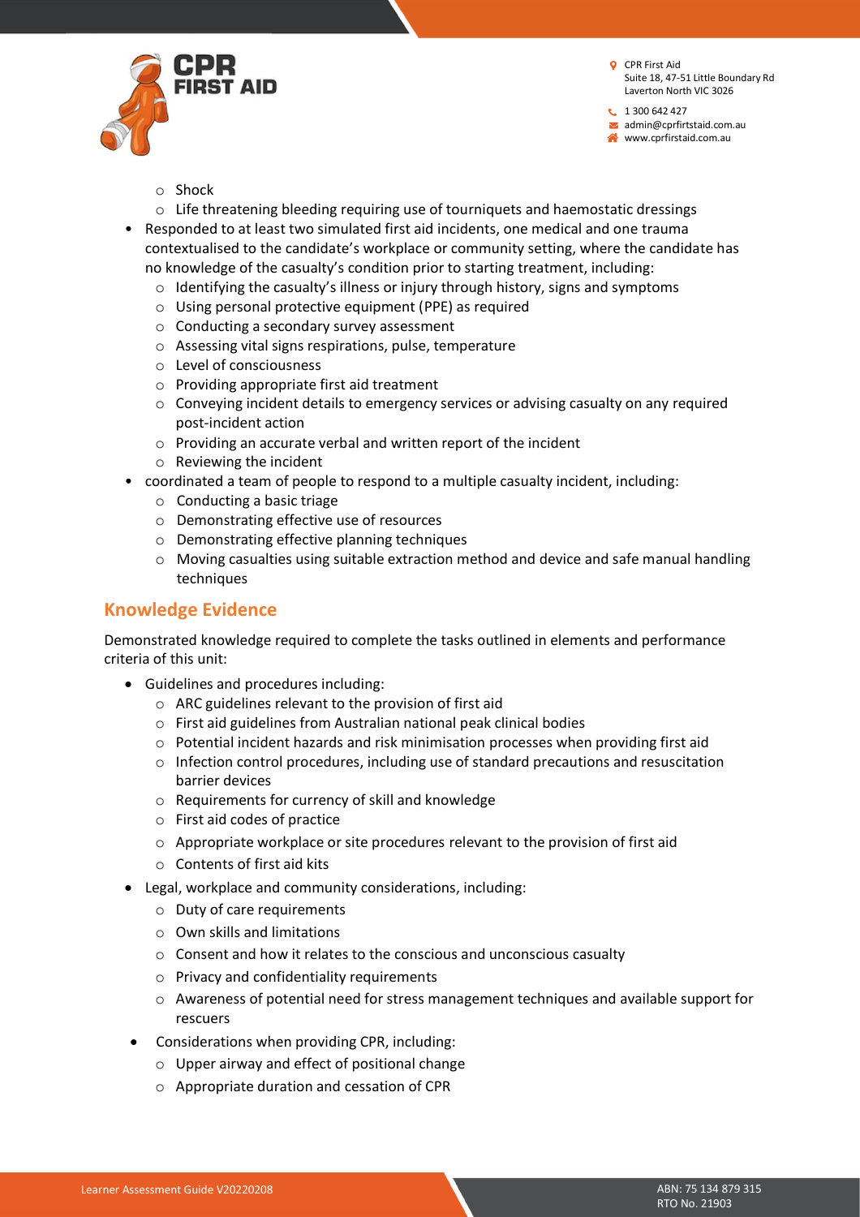- Shock
  - Life threatening bleeding requiring use of tourniquets and haemostatic dressings
- Responded to at least two simulated first aid incidents, one medical and one trauma contextualised to the candidate's workplace or community setting, where the candidate has no knowledge of the casualty's condition prior to starting treatment, including:
  - Identifying the casualty's illness or injury through history, signs and symptoms
  - Using personal protective equipment (PPE) as required
  - Conducting a secondary survey assessment
  - Assessing vital signs respirations, pulse, temperature
  - Level of consciousness
  - Providing appropriate first aid treatment
  - Conveying incident details to emergency services or advising casualty on any required post-incident action
  - Providing an accurate verbal and written report of the incident
  - Reviewing the incident
- coordinated a team of people to respond to a multiple casualty incident, including:
  - Conducting a basic triage
  - Demonstrating effective use of resources
  - Demonstrating effective planning techniques
  - Moving casualties using suitable extraction method and device and safe manual handling techniques

## Knowledge Evidence

Demonstrated knowledge required to complete the tasks outlined in elements and performance criteria of this unit:

- Guidelines and procedures including:
  - ARC guidelines relevant to the provision of first aid
  - First aid guidelines from Australian national peak clinical bodies
  - Potential incident hazards and risk minimisation processes when providing first aid
  - Infection control procedures, including use of standard precautions and resuscitation barrier devices
  - Requirements for currency of skill and knowledge
  - First aid codes of practice
  - Appropriate workplace or site procedures relevant to the provision of first aid
  - Contents of first aid kits
- Legal, workplace and community considerations, including:
  - Duty of care requirements
  - Own skills and limitations
  - Consent and how it relates to the conscious and unconscious casualty
  - Privacy and confidentiality requirements
  - Awareness of potential need for stress management techniques and available support for rescuers
- Considerations when providing CPR, including:
  - Upper airway and effect of positional change
  - Appropriate duration and cessation of CPR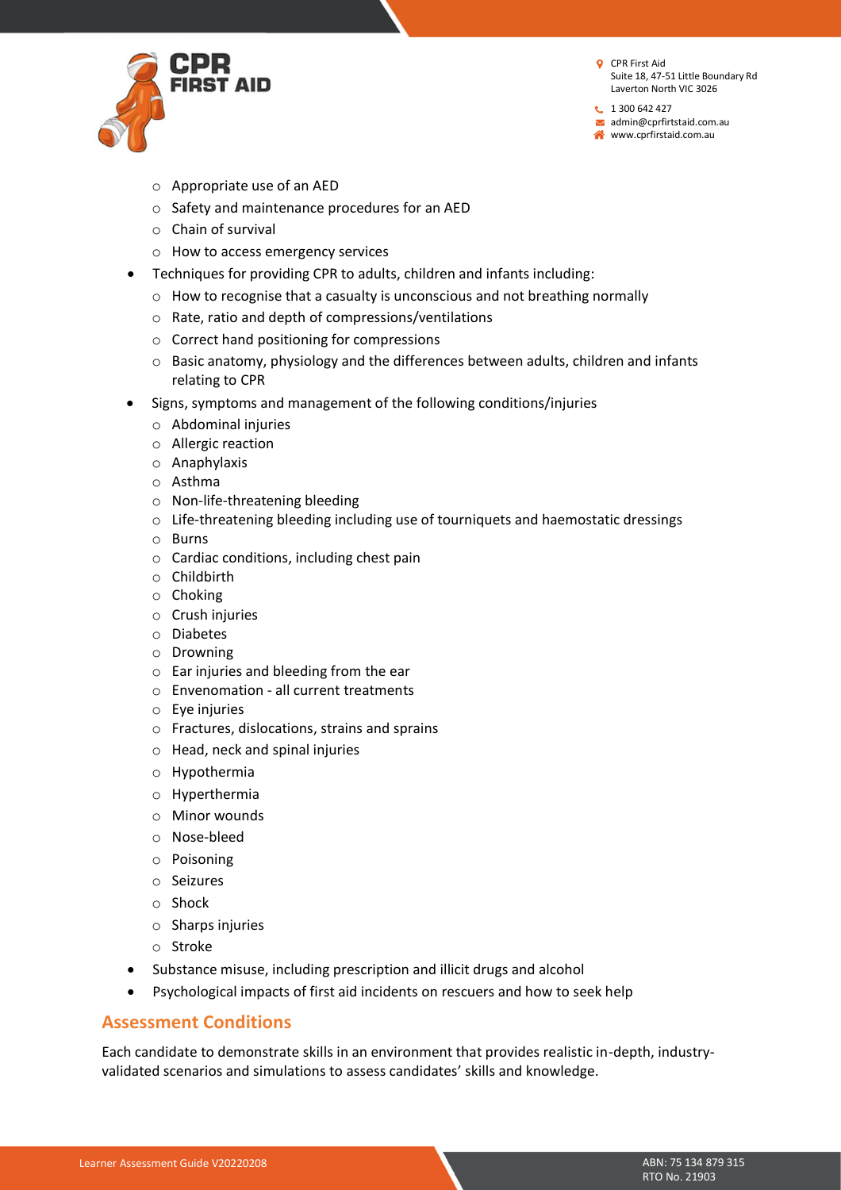- Appropriate use of an AED
    - Safety and maintenance procedures for an AED
    - Chain of survival
    - How to access emergency services
- Techniques for providing CPR to adults, children and infants including:
    - How to recognise that a casualty is unconscious and not breathing normally
    - Rate, ratio and depth of compressions/ventilations
    - Correct hand positioning for compressions
    - Basic anatomy, physiology and the differences between adults, children and infants relating to CPR
- Signs, symptoms and management of the following conditions/injuries
    - Abdominal injuries
    - Allergic reaction
    - Anaphylaxis
    - Asthma
    - Non-life-threatening bleeding
    - Life-threatening bleeding including use of tourniquets and haemostatic dressings
    - Burns
    - Cardiac conditions, including chest pain
    - Childbirth
    - Choking
    - Crush injuries
    - Diabetes
    - Drowning
    - Ear injuries and bleeding from the ear
    - Envenomation - all current treatments
    - Eye injuries
    - Fractures, dislocations, strains and sprains
    - Head, neck and spinal injuries
    - Hypothermia
    - Hyperthermia
    - Minor wounds
    - Nose-bleed
    - Poisoning
    - Seizures
    - Shock
    - Sharps injuries
    - Stroke
- Substance misuse, including prescription and illicit drugs and alcohol
- Psychological impacts of first aid incidents on rescuers and how to seek help

## Assessment Conditions

Each candidate to demonstrate skills in an environment that provides realistic in-depth, industry-validated scenarios and simulations to assess candidates' skills and knowledge.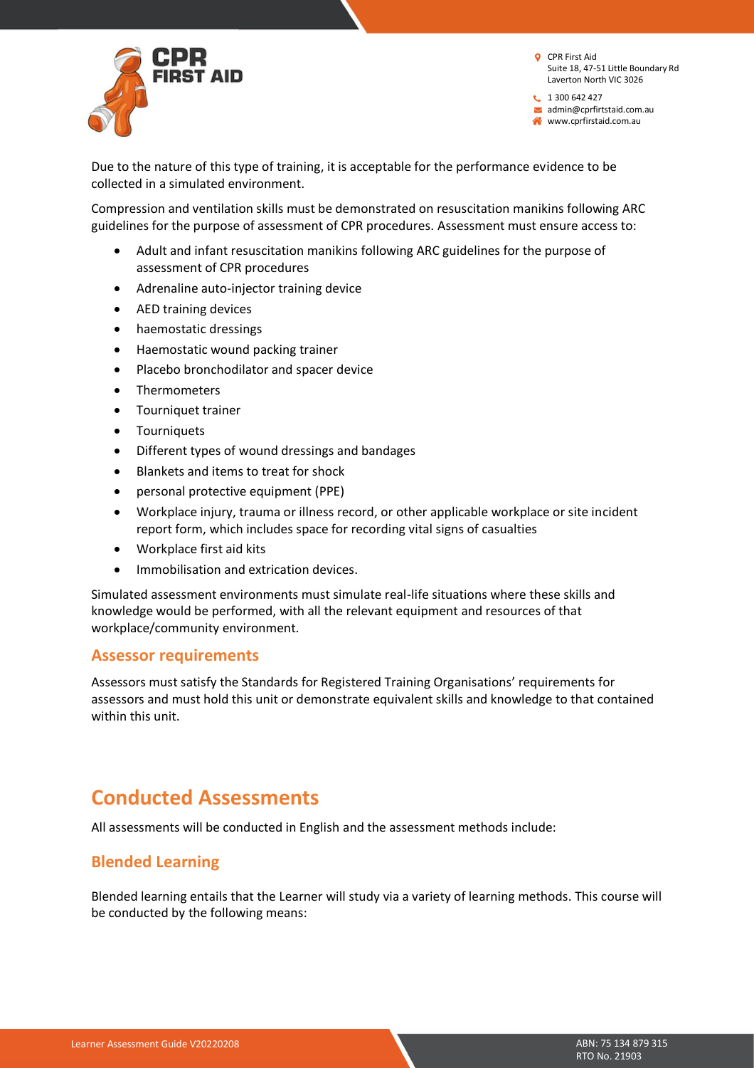Due to the nature of this type of training, it is acceptable for the performance evidence to be collected in a simulated environment.

Compression and ventilation skills must be demonstrated on resuscitation manikins following ARC guidelines for the purpose of assessment of CPR procedures. Assessment must ensure access to:

- Adult and infant resuscitation manikins following ARC guidelines for the purpose of assessment of CPR procedures
- Adrenaline auto-injector training device
- AED training devices
- haemostatic dressings
- Haemostatic wound packing trainer
- Placebo bronchodilator and spacer device
- Thermometers
- Tourniquet trainer
- Tourniquets
- Different types of wound dressings and bandages
- Blankets and items to treat for shock
- personal protective equipment (PPE)
- Workplace injury, trauma or illness record, or other applicable workplace or site incident report form, which includes space for recording vital signs of casualties
- Workplace first aid kits
- Immobilisation and extrication devices.

Simulated assessment environments must simulate real-life situations where these skills and knowledge would be performed, with all the relevant equipment and resources of that workplace/community environment.

### Assessor requirements

Assessors must satisfy the Standards for Registered Training Organisations' requirements for assessors and must hold this unit or demonstrate equivalent skills and knowledge to that contained within this unit.

## Conducted Assessments

All assessments will be conducted in English and the assessment methods include:

### Blended Learning

Blended learning entails that the Learner will study via a variety of learning methods. This course will be conducted by the following means: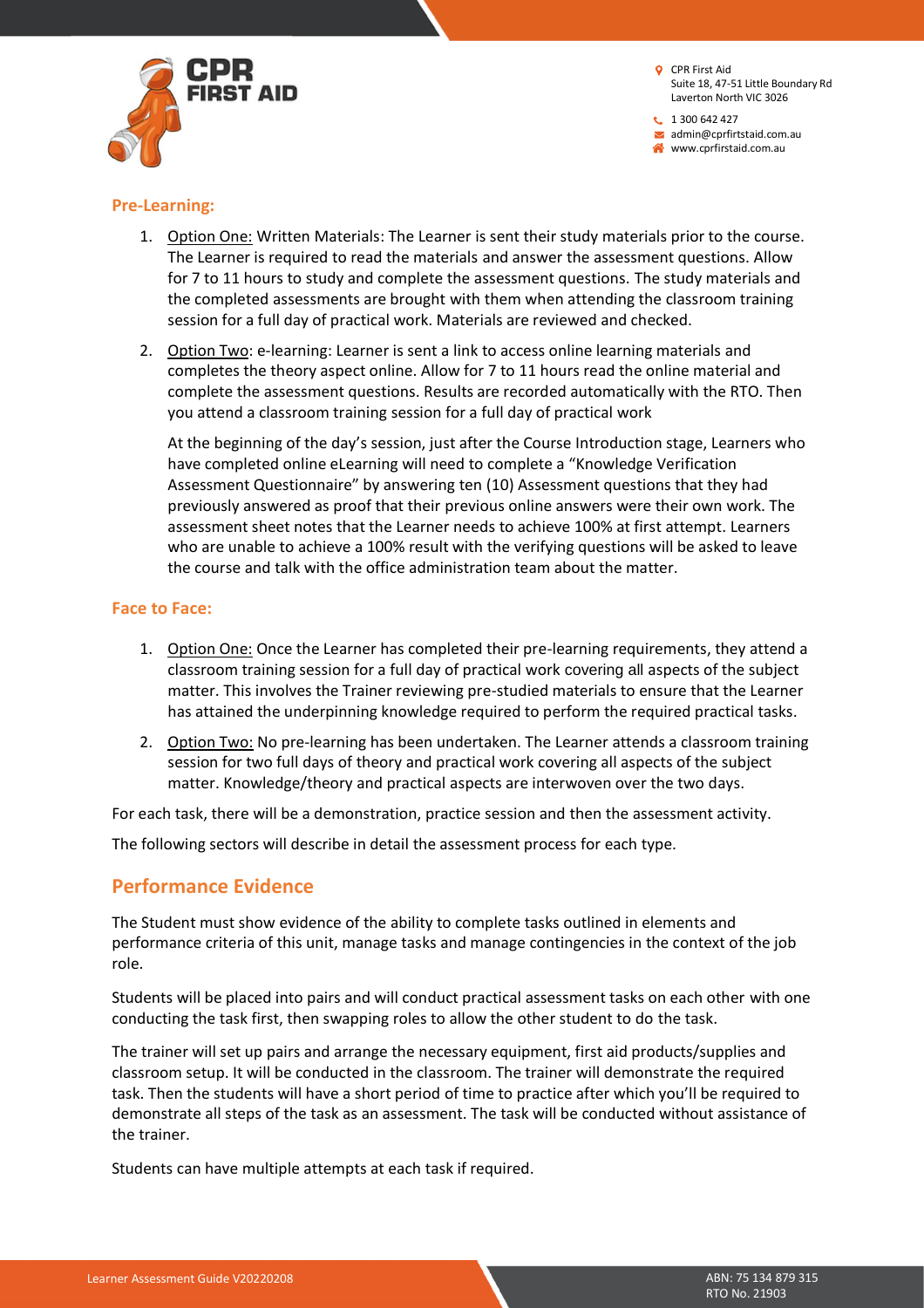### Pre-Learning:

1. Option One: Written Materials: The Learner is sent their study materials prior to the course. The Learner is required to read the materials and answer the assessment questions. Allow for 7 to 11 hours to study and complete the assessment questions. The study materials and the completed assessments are brought with them when attending the classroom training session for a full day of practical work. Materials are reviewed and checked.
2. Option Two: e-learning: Learner is sent a link to access online learning materials and completes the theory aspect online. Allow for 7 to 11 hours read the online material and complete the assessment questions. Results are recorded automatically with the RTO. Then you attend a classroom training session for a full day of practical work

   At the beginning of the day's session, just after the Course Introduction stage, Learners who have completed online eLearning will need to complete a "Knowledge Verification Assessment Questionnaire" by answering ten (10) Assessment questions that they had previously answered as proof that their previous online answers were their own work. The assessment sheet notes that the Learner needs to achieve 100% at first attempt. Learners who are unable to achieve a 100% result with the verifying questions will be asked to leave the course and talk with the office administration team about the matter.

### Face to Face:

1. Option One: Once the Learner has completed their pre-learning requirements, they attend a classroom training session for a full day of practical work covering all aspects of the subject matter. This involves the Trainer reviewing pre-studied materials to ensure that the Learner has attained the underpinning knowledge required to perform the required practical tasks.
2. Option Two: No pre-learning has been undertaken. The Learner attends a classroom training session for two full days of theory and practical work covering all aspects of the subject matter. Knowledge/theory and practical aspects are interwoven over the two days.

For each task, there will be a demonstration, practice session and then the assessment activity.

The following sectors will describe in detail the assessment process for each type.

## Performance Evidence

The Student must show evidence of the ability to complete tasks outlined in elements and performance criteria of this unit, manage tasks and manage contingencies in the context of the job role.

Students will be placed into pairs and will conduct practical assessment tasks on each other with one conducting the task first, then swapping roles to allow the other student to do the task.

The trainer will set up pairs and arrange the necessary equipment, first aid products/supplies and classroom setup. It will be conducted in the classroom. The trainer will demonstrate the required task. Then the students will have a short period of time to practice after which you'll be required to demonstrate all steps of the task as an assessment. The task will be conducted without assistance of the trainer.

Students can have multiple attempts at each task if required.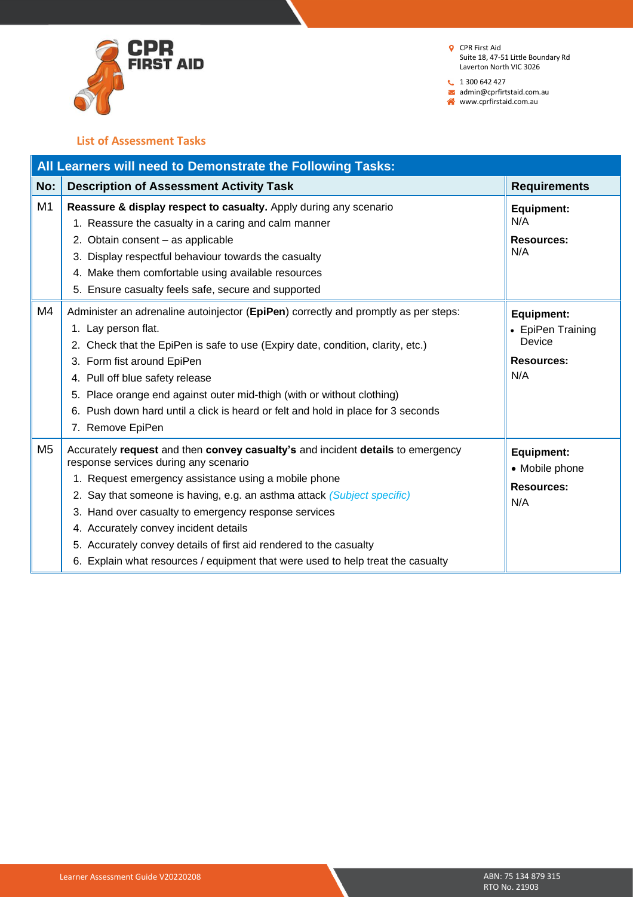## List of Assessment Tasks

| All Learners will need to Demonstrate the Following Tasks: | | |
|---|---|---|
| **No:** | **Description of Assessment Activity Task** | **Requirements** |
| M1 | **Reassure & display respect to casualty.** Apply during any scenario<br>1. Reassure the casualty in a caring and calm manner<br>2. Obtain consent – as applicable<br>3. Display respectful behaviour towards the casualty<br>4. Make them comfortable using available resources<br>5. Ensure casualty feels safe, secure and supported | **Equipment:**<br>N/A<br>**Resources:**<br>N/A |
| M4 | Administer an adrenaline autoinjector (**EpiPen**) correctly and promptly as per steps:<br>1. Lay person flat.<br>2. Check that the EpiPen is safe to use (Expiry date, condition, clarity, etc.)<br>3. Form fist around EpiPen<br>4. Pull off blue safety release<br>5. Place orange end against outer mid-thigh (with or without clothing)<br>6. Push down hard until a click is heard or felt and hold in place for 3 seconds<br>7. Remove EpiPen | **Equipment:**<br>• EpiPen Training Device<br>**Resources:**<br>N/A |
| M5 | Accurately **request** and then **convey casualty's** and incident **details** to emergency response services during any scenario<br>1. Request emergency assistance using a mobile phone<br>2. Say that someone is having, e.g. an asthma attack *(Subject specific)*<br>3. Hand over casualty to emergency response services<br>4. Accurately convey incident details<br>5. Accurately convey details of first aid rendered to the casualty<br>6. Explain what resources / equipment that were used to help treat the casualty | **Equipment:**<br>• Mobile phone<br>**Resources:**<br>N/A |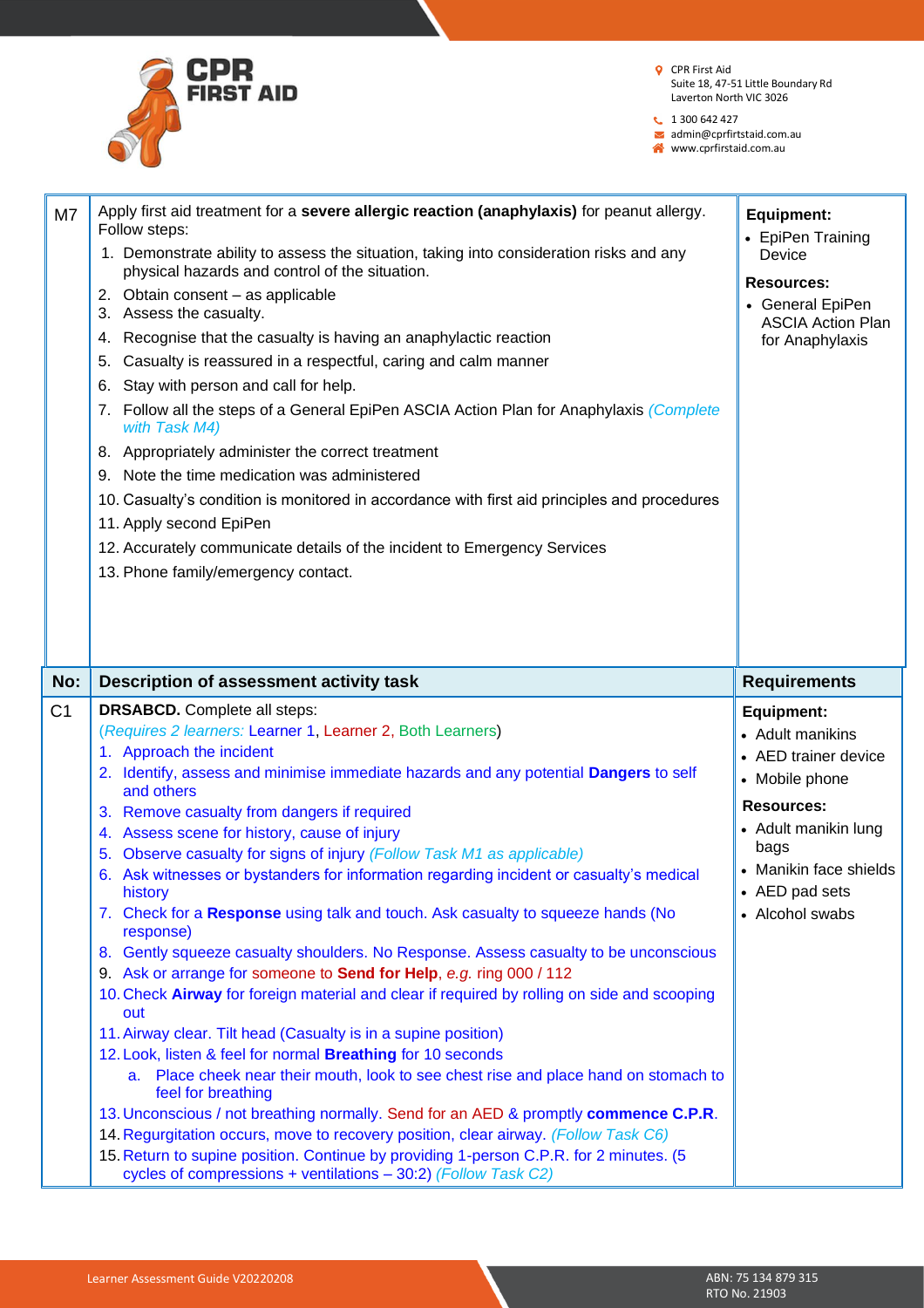| M7 | Apply first aid treatment for a **severe allergic reaction (anaphylaxis)** for peanut allergy. Follow steps:<br>1. Demonstrate ability to assess the situation, taking into consideration risks and any physical hazards and control of the situation.<br>2. Obtain consent – as applicable<br>3. Assess the casualty.<br>4. Recognise that the casualty is having an anaphylactic reaction<br>5. Casualty is reassured in a respectful, caring and calm manner<br>6. Stay with person and call for help.<br>7. Follow all the steps of a General EpiPen ASCIA Action Plan for Anaphylaxis *(Complete with Task M4)*<br>8. Appropriately administer the correct treatment<br>9. Note the time medication was administered<br>10. Casualty's condition is monitored in accordance with first aid principles and procedures<br>11. Apply second EpiPen<br>12. Accurately communicate details of the incident to Emergency Services<br>13. Phone family/emergency contact. | **Equipment:**<br>• EpiPen Training Device<br>**Resources:**<br>• General EpiPen ASCIA Action Plan for Anaphylaxis |
|---|---|---|
| **No:** | **Description of assessment activity task** | **Requirements** |
| C1 | **DRSABCD.** Complete all steps:<br>*(Requires 2 learners:* Learner 1, Learner 2, Both Learners)<br>1. Approach the incident<br>2. Identify, assess and minimise immediate hazards and any potential **Dangers** to self and others<br>3. Remove casualty from dangers if required<br>4. Assess scene for history, cause of injury<br>5. Observe casualty for signs of injury *(Follow Task M1 as applicable)*<br>6. Ask witnesses or bystanders for information regarding incident or casualty's medical history<br>7. Check for a **Response** using talk and touch. Ask casualty to squeeze hands (No response)<br>8. Gently squeeze casualty shoulders. No Response. Assess casualty to be unconscious<br>9. Ask or arrange for someone to **Send for Help**, *e.g.* ring 000 / 112<br>10. Check **Airway** for foreign material and clear if required by rolling on side and scooping out<br>11. Airway clear. Tilt head (Casualty is in a supine position)<br>12. Look, listen & feel for normal **Breathing** for 10 seconds<br>a. Place cheek near their mouth, look to see chest rise and place hand on stomach to feel for breathing<br>13. Unconscious / not breathing normally. Send for an AED & promptly **commence C.P.R**.<br>14. Regurgitation occurs, move to recovery position, clear airway. *(Follow Task C6)*<br>15. Return to supine position. Continue by providing 1-person C.P.R. for 2 minutes. (5 cycles of compressions + ventilations – 30:2) *(Follow Task C2)* | **Equipment:**<br>• Adult manikins<br>• AED trainer device<br>• Mobile phone<br>**Resources:**<br>• Adult manikin lung bags<br>• Manikin face shields<br>• AED pad sets<br>• Alcohol swabs |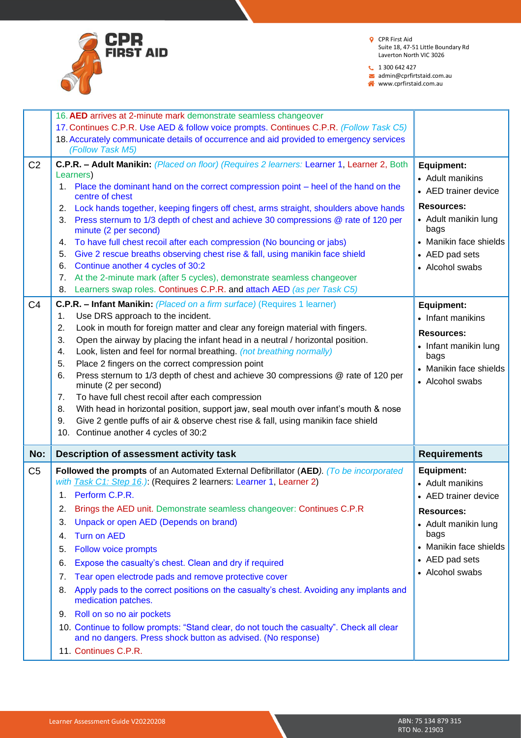| | | |
|---|---|---|
| | 16. **AED** arrives at 2-minute mark demonstrate seamless changeover<br>17. Continues C.P.R. Use AED & follow voice prompts. Continues C.P.R. *(Follow Task C5)*<br>18. Accurately communicate details of occurrence and aid provided to emergency services *(Follow Task M5)* | |
| C2 | **C.P.R. – Adult Manikin:** *(Placed on floor) (Requires 2 learners:* Learner 1, Learner 2, Both Learners)<br>1. Place the dominant hand on the correct compression point – heel of the hand on the centre of chest<br>2. Lock hands together, keeping fingers off chest, arms straight, shoulders above hands<br>3. Press sternum to 1/3 depth of chest and achieve 30 compressions @ rate of 120 per minute (2 per second)<br>4. To have full chest recoil after each compression (No bouncing or jabs)<br>5. Give 2 rescue breaths observing chest rise & fall, using manikin face shield<br>6. Continue another 4 cycles of 30:2<br>7. At the 2-minute mark (after 5 cycles), demonstrate seamless changeover<br>8. Learners swap roles. Continues C.P.R. and attach AED *(as per Task C5)* | **Equipment:**<br>• Adult manikins<br>• AED trainer device<br>**Resources:**<br>• Adult manikin lung bags<br>• Manikin face shields<br>• AED pad sets<br>• Alcohol swabs |
| C4 | **C.P.R. – Infant Manikin:** *(Placed on a firm surface)* (Requires 1 learner)<br>1. Use DRS approach to the incident.<br>2. Look in mouth for foreign matter and clear any foreign material with fingers.<br>3. Open the airway by placing the infant head in a neutral / horizontal position.<br>4. Look, listen and feel for normal breathing. *(not breathing normally)*<br>5. Place 2 fingers on the correct compression point<br>6. Press sternum to 1/3 depth of chest and achieve 30 compressions @ rate of 120 per minute (2 per second)<br>7. To have full chest recoil after each compression<br>8. With head in horizontal position, support jaw, seal mouth over infant's mouth & nose<br>9. Give 2 gentle puffs of air & observe chest rise & fall, using manikin face shield<br>10. Continue another 4 cycles of 30:2 | **Equipment:**<br>• Infant manikins<br>**Resources:**<br>• Infant manikin lung bags<br>• Manikin face shields<br>• Alcohol swabs |
| **No:** | **Description of assessment activity task** | **Requirements** |
| C5 | **Followed the prompts** of an Automated External Defibrillator (**AED**). *(To be incorporated with Task C1: Step 16.)*: (Requires 2 learners: Learner 1, Learner 2)<br>1. Perform C.P.R.<br>2. Brings the AED unit. Demonstrate seamless changeover: Continues C.P.R<br>3. Unpack or open AED (Depends on brand)<br>4. Turn on AED<br>5. Follow voice prompts<br>6. Expose the casualty's chest. Clean and dry if required<br>7. Tear open electrode pads and remove protective cover<br>8. Apply pads to the correct positions on the casualty's chest. Avoiding any implants and medication patches.<br>9. Roll on so no air pockets<br>10. Continue to follow prompts: "Stand clear, do not touch the casualty". Check all clear and no dangers. Press shock button as advised. (No response)<br>11. Continues C.P.R. | **Equipment:**<br>• Adult manikins<br>• AED trainer device<br>**Resources:**<br>• Adult manikin lung bags<br>• Manikin face shields<br>• AED pad sets<br>• Alcohol swabs |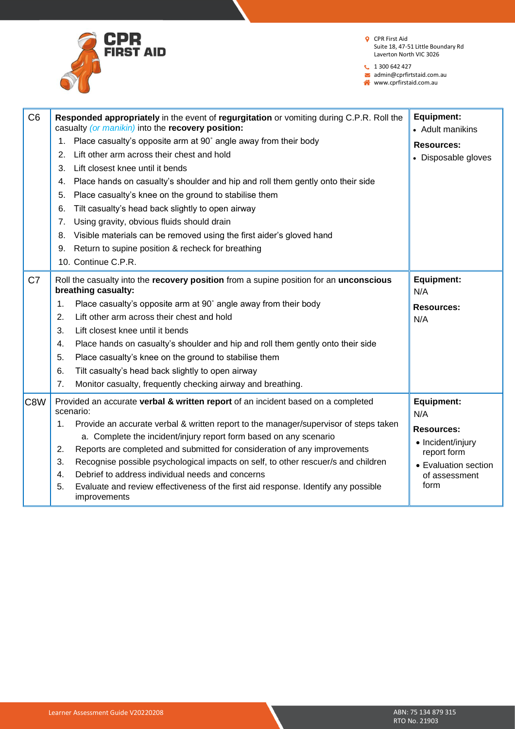| | | |
|---|---|---|
| C6 | **Responded appropriately** in the event of **regurgitation** or vomiting during C.P.R. Roll the casualty *(or manikin)* into the **recovery position:**<br>1. Place casualty's opposite arm at 90˚ angle away from their body<br>2. Lift other arm across their chest and hold<br>3. Lift closest knee until it bends<br>4. Place hands on casualty's shoulder and hip and roll them gently onto their side<br>5. Place casualty's knee on the ground to stabilise them<br>6. Tilt casualty's head back slightly to open airway<br>7. Using gravity, obvious fluids should drain<br>8. Visible materials can be removed using the first aider's gloved hand<br>9. Return to supine position & recheck for breathing<br>10. Continue C.P.R. | **Equipment:**<br>• Adult manikins<br>**Resources:**<br>• Disposable gloves |
| C7 | Roll the casualty into the **recovery position** from a supine position for an **unconscious breathing casualty:**<br>1. Place casualty's opposite arm at 90˚ angle away from their body<br>2. Lift other arm across their chest and hold<br>3. Lift closest knee until it bends<br>4. Place hands on casualty's shoulder and hip and roll them gently onto their side<br>5. Place casualty's knee on the ground to stabilise them<br>6. Tilt casualty's head back slightly to open airway<br>7. Monitor casualty, frequently checking airway and breathing. | **Equipment:**<br>N/A<br>**Resources:**<br>N/A |
| C8W | Provided an accurate **verbal & written report** of an incident based on a completed scenario:<br>1. Provide an accurate verbal & written report to the manager/supervisor of steps taken<br>&nbsp;&nbsp;&nbsp;a. Complete the incident/injury report form based on any scenario<br>2. Reports are completed and submitted for consideration of any improvements<br>3. Recognise possible psychological impacts on self, to other rescuer/s and children<br>4. Debrief to address individual needs and concerns<br>5. Evaluate and review effectiveness of the first aid response. Identify any possible improvements | **Equipment:**<br>N/A<br>**Resources:**<br>• Incident/injury report form<br>• Evaluation section of assessment form |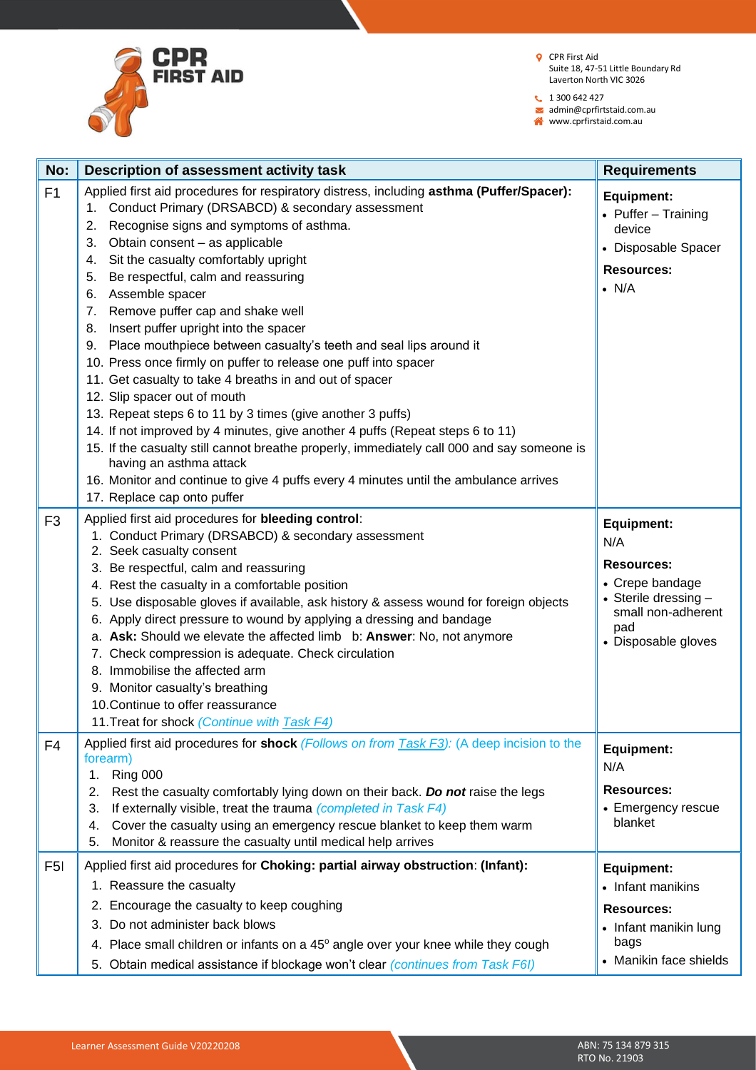| No: | Description of assessment activity task | Requirements |
|---|---|---|
| F1 | Applied first aid procedures for respiratory distress, including **asthma (Puffer/Spacer):**<br>1. Conduct Primary (DRSABCD) & secondary assessment<br>2. Recognise signs and symptoms of asthma.<br>3. Obtain consent – as applicable<br>4. Sit the casualty comfortably upright<br>5. Be respectful, calm and reassuring<br>6. Assemble spacer<br>7. Remove puffer cap and shake well<br>8. Insert puffer upright into the spacer<br>9. Place mouthpiece between casualty's teeth and seal lips around it<br>10. Press once firmly on puffer to release one puff into spacer<br>11. Get casualty to take 4 breaths in and out of spacer<br>12. Slip spacer out of mouth<br>13. Repeat steps 6 to 11 by 3 times (give another 3 puffs)<br>14. If not improved by 4 minutes, give another 4 puffs (Repeat steps 6 to 11)<br>15. If the casualty still cannot breathe properly, immediately call 000 and say someone is having an asthma attack<br>16. Monitor and continue to give 4 puffs every 4 minutes until the ambulance arrives<br>17. Replace cap onto puffer | **Equipment:**<br>• Puffer – Training device<br>• Disposable Spacer<br>**Resources:**<br>• N/A |
| F3 | Applied first aid procedures for **bleeding control**:<br>1. Conduct Primary (DRSABCD) & secondary assessment<br>2. Seek casualty consent<br>3. Be respectful, calm and reassuring<br>4. Rest the casualty in a comfortable position<br>5. Use disposable gloves if available, ask history & assess wound for foreign objects<br>6. Apply direct pressure to wound by applying a dressing and bandage<br>a. **Ask:** Should we elevate the affected limb b: **Answer**: No, not anymore<br>7. Check compression is adequate. Check circulation<br>8. Immobilise the affected arm<br>9. Monitor casualty's breathing<br>10. Continue to offer reassurance<br>11. Treat for shock *(Continue with Task F4)* | **Equipment:**<br>N/A<br>**Resources:**<br>• Crepe bandage<br>• Sterile dressing – small non-adherent pad<br>• Disposable gloves |
| F4 | Applied first aid procedures for **shock** *(Follows on from Task F3):* (A deep incision to the forearm)<br>1. Ring 000<br>2. Rest the casualty comfortably lying down on their back. ***Do not*** raise the legs<br>3. If externally visible, treat the trauma *(completed in Task F4)*<br>4. Cover the casualty using an emergency rescue blanket to keep them warm<br>5. Monitor & reassure the casualty until medical help arrives | **Equipment:**<br>N/A<br>**Resources:**<br>• Emergency rescue blanket |
| F5I | Applied first aid procedures for **Choking: partial airway obstruction**: **(Infant):**<br>1. Reassure the casualty<br>2. Encourage the casualty to keep coughing<br>3. Do not administer back blows<br>4. Place small children or infants on a 45° angle over your knee while they cough<br>5. Obtain medical assistance if blockage won't clear *(continues from Task F6I)* | **Equipment:**<br>• Infant manikins<br>**Resources:**<br>• Infant manikin lung bags<br>• Manikin face shields |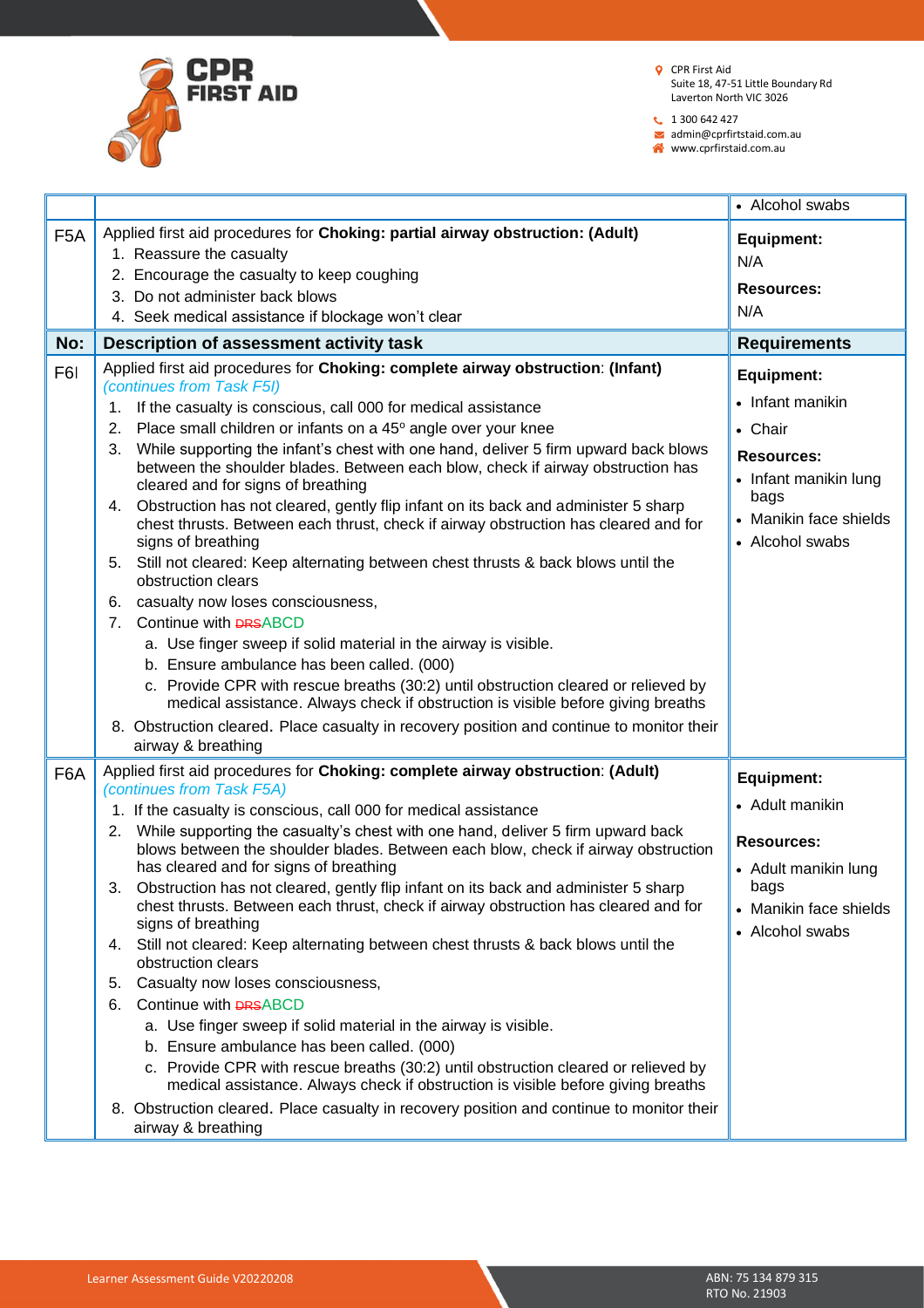| | | • Alcohol swabs |
|---|---|---|
| F5A | Applied first aid procedures for **Choking: partial airway obstruction: (Adult)**<br>1. Reassure the casualty<br>2. Encourage the casualty to keep coughing<br>3. Do not administer back blows<br>4. Seek medical assistance if blockage won't clear | **Equipment:**<br>N/A<br>**Resources:**<br>N/A |
| **No:** | **Description of assessment activity task** | **Requirements** |
| F6I | Applied first aid procedures for **Choking: complete airway obstruction**: **(Infant)**<br>*(continues from Task F5I)*<br>1. If the casualty is conscious, call 000 for medical assistance<br>2. Place small children or infants on a 45º angle over your knee<br>3. While supporting the infant's chest with one hand, deliver 5 firm upward back blows between the shoulder blades. Between each blow, check if airway obstruction has cleared and for signs of breathing<br>4. Obstruction has not cleared, gently flip infant on its back and administer 5 sharp chest thrusts. Between each thrust, check if airway obstruction has cleared and for signs of breathing<br>5. Still not cleared: Keep alternating between chest thrusts & back blows until the obstruction clears<br>6. casualty now loses consciousness,<br>7. Continue with ~~DRS~~ABCD<br>a. Use finger sweep if solid material in the airway is visible.<br>b. Ensure ambulance has been called. (000)<br>c. Provide CPR with rescue breaths (30:2) until obstruction cleared or relieved by medical assistance. Always check if obstruction is visible before giving breaths<br>8. Obstruction cleared. Place casualty in recovery position and continue to monitor their airway & breathing | **Equipment:**<br>• Infant manikin<br>• Chair<br>**Resources:**<br>• Infant manikin lung bags<br>• Manikin face shields<br>• Alcohol swabs |
| F6A | Applied first aid procedures for **Choking: complete airway obstruction**: **(Adult)**<br>*(continues from Task F5A)*<br>1. If the casualty is conscious, call 000 for medical assistance<br>2. While supporting the casualty's chest with one hand, deliver 5 firm upward back blows between the shoulder blades. Between each blow, check if airway obstruction has cleared and for signs of breathing<br>3. Obstruction has not cleared, gently flip infant on its back and administer 5 sharp chest thrusts. Between each thrust, check if airway obstruction has cleared and for signs of breathing<br>4. Still not cleared: Keep alternating between chest thrusts & back blows until the obstruction clears<br>5. Casualty now loses consciousness,<br>6. Continue with ~~DRS~~ABCD<br>a. Use finger sweep if solid material in the airway is visible.<br>b. Ensure ambulance has been called. (000)<br>c. Provide CPR with rescue breaths (30:2) until obstruction cleared or relieved by medical assistance. Always check if obstruction is visible before giving breaths<br>8. Obstruction cleared. Place casualty in recovery position and continue to monitor their airway & breathing | **Equipment:**<br>• Adult manikin<br>**Resources:**<br>• Adult manikin lung bags<br>• Manikin face shields<br>• Alcohol swabs |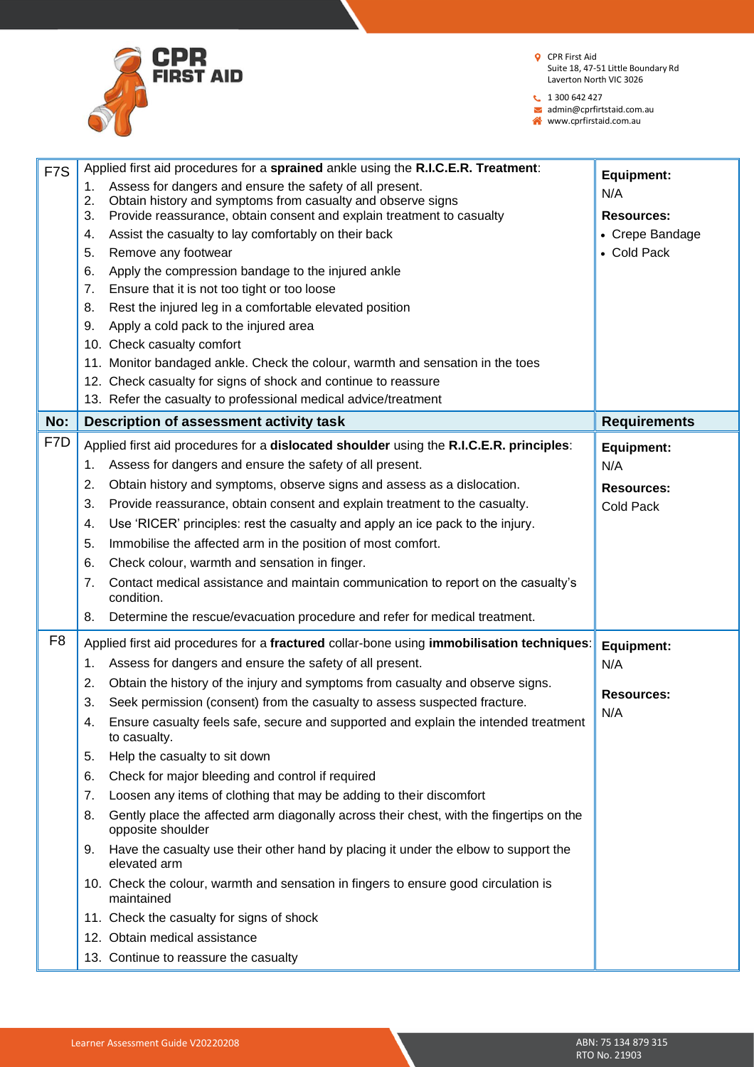| F7S | Applied first aid procedures for a **sprained** ankle using the **R.I.C.E.R. Treatment**:<br>1. Assess for dangers and ensure the safety of all present.<br>2. Obtain history and symptoms from casualty and observe signs<br>3. Provide reassurance, obtain consent and explain treatment to casualty<br>4. Assist the casualty to lay comfortably on their back<br>5. Remove any footwear<br>6. Apply the compression bandage to the injured ankle<br>7. Ensure that it is not too tight or too loose<br>8. Rest the injured leg in a comfortable elevated position<br>9. Apply a cold pack to the injured area<br>10. Check casualty comfort<br>11. Monitor bandaged ankle. Check the colour, warmth and sensation in the toes<br>12. Check casualty for signs of shock and continue to reassure<br>13. Refer the casualty to professional medical advice/treatment | **Equipment:**<br>N/A<br>**Resources:**<br>• Crepe Bandage<br>• Cold Pack |
|---|---|---|
| **No:** | **Description of assessment activity task** | **Requirements** |
| F7D | Applied first aid procedures for a **dislocated shoulder** using the **R.I.C.E.R. principles**:<br>1. Assess for dangers and ensure the safety of all present.<br>2. Obtain history and symptoms, observe signs and assess as a dislocation.<br>3. Provide reassurance, obtain consent and explain treatment to the casualty.<br>4. Use 'RICER' principles: rest the casualty and apply an ice pack to the injury.<br>5. Immobilise the affected arm in the position of most comfort.<br>6. Check colour, warmth and sensation in finger.<br>7. Contact medical assistance and maintain communication to report on the casualty's condition.<br>8. Determine the rescue/evacuation procedure and refer for medical treatment. | **Equipment:**<br>N/A<br>**Resources:**<br>Cold Pack |
| F8 | Applied first aid procedures for a **fractured** collar-bone using **immobilisation techniques**:<br>1. Assess for dangers and ensure the safety of all present.<br>2. Obtain the history of the injury and symptoms from casualty and observe signs.<br>3. Seek permission (consent) from the casualty to assess suspected fracture.<br>4. Ensure casualty feels safe, secure and supported and explain the intended treatment to casualty.<br>5. Help the casualty to sit down<br>6. Check for major bleeding and control if required<br>7. Loosen any items of clothing that may be adding to their discomfort<br>8. Gently place the affected arm diagonally across their chest, with the fingertips on the opposite shoulder<br>9. Have the casualty use their other hand by placing it under the elbow to support the elevated arm<br>10. Check the colour, warmth and sensation in fingers to ensure good circulation is maintained<br>11. Check the casualty for signs of shock<br>12. Obtain medical assistance<br>13. Continue to reassure the casualty | **Equipment:**<br>N/A<br>**Resources:**<br>N/A |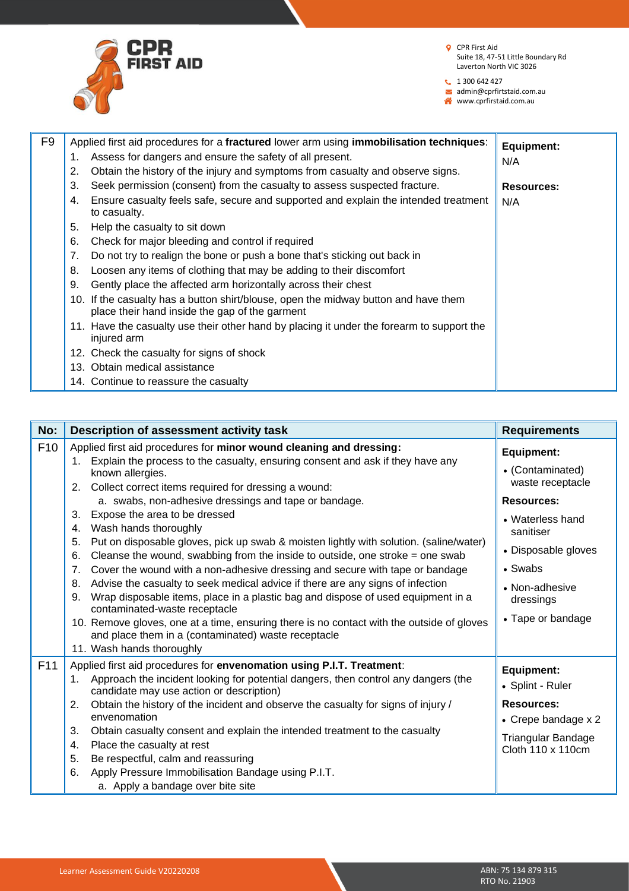| F9 | Applied first aid procedures for a **fractured** lower arm using **immobilisation techniques**:<br>1. Assess for dangers and ensure the safety of all present.<br>2. Obtain the history of the injury and symptoms from casualty and observe signs.<br>3. Seek permission (consent) from the casualty to assess suspected fracture.<br>4. Ensure casualty feels safe, secure and supported and explain the intended treatment to casualty.<br>5. Help the casualty to sit down<br>6. Check for major bleeding and control if required<br>7. Do not try to realign the bone or push a bone that's sticking out back in<br>8. Loosen any items of clothing that may be adding to their discomfort<br>9. Gently place the affected arm horizontally across their chest<br>10. If the casualty has a button shirt/blouse, open the midway button and have them place their hand inside the gap of the garment<br>11. Have the casualty use their other hand by placing it under the forearm to support the injured arm<br>12. Check the casualty for signs of shock<br>13. Obtain medical assistance<br>14. Continue to reassure the casualty | **Equipment:**<br>N/A<br><br>**Resources:**<br>N/A |
|---|---|---|

| No: | Description of assessment activity task | Requirements |
|---|---|---|
| F10 | Applied first aid procedures for **minor wound cleaning and dressing:**<br>1. Explain the process to the casualty, ensuring consent and ask if they have any known allergies.<br>2. Collect correct items required for dressing a wound:<br>a. swabs, non-adhesive dressings and tape or bandage.<br>3. Expose the area to be dressed<br>4. Wash hands thoroughly<br>5. Put on disposable gloves, pick up swab & moisten lightly with solution. (saline/water)<br>6. Cleanse the wound, swabbing from the inside to outside, one stroke = one swab<br>7. Cover the wound with a non-adhesive dressing and secure with tape or bandage<br>8. Advise the casualty to seek medical advice if there are any signs of infection<br>9. Wrap disposable items, place in a plastic bag and dispose of used equipment in a contaminated-waste receptacle<br>10. Remove gloves, one at a time, ensuring there is no contact with the outside of gloves and place them in a (contaminated) waste receptacle<br>11. Wash hands thoroughly | **Equipment:**<br>• (Contaminated) waste receptacle<br>**Resources:**<br>• Waterless hand sanitiser<br>• Disposable gloves<br>• Swabs<br>• Non-adhesive dressings<br>• Tape or bandage |
| F11 | Applied first aid procedures for **envenomation using P.I.T. Treatment**:<br>1. Approach the incident looking for potential dangers, then control any dangers (the candidate may use action or description)<br>2. Obtain the history of the incident and observe the casualty for signs of injury / envenomation<br>3. Obtain casualty consent and explain the intended treatment to the casualty<br>4. Place the casualty at rest<br>5. Be respectful, calm and reassuring<br>6. Apply Pressure Immobilisation Bandage using P.I.T.<br>a. Apply a bandage over bite site | **Equipment:**<br>• Splint - Ruler<br>**Resources:**<br>• Crepe bandage x 2<br>Triangular Bandage Cloth 110 x 110cm |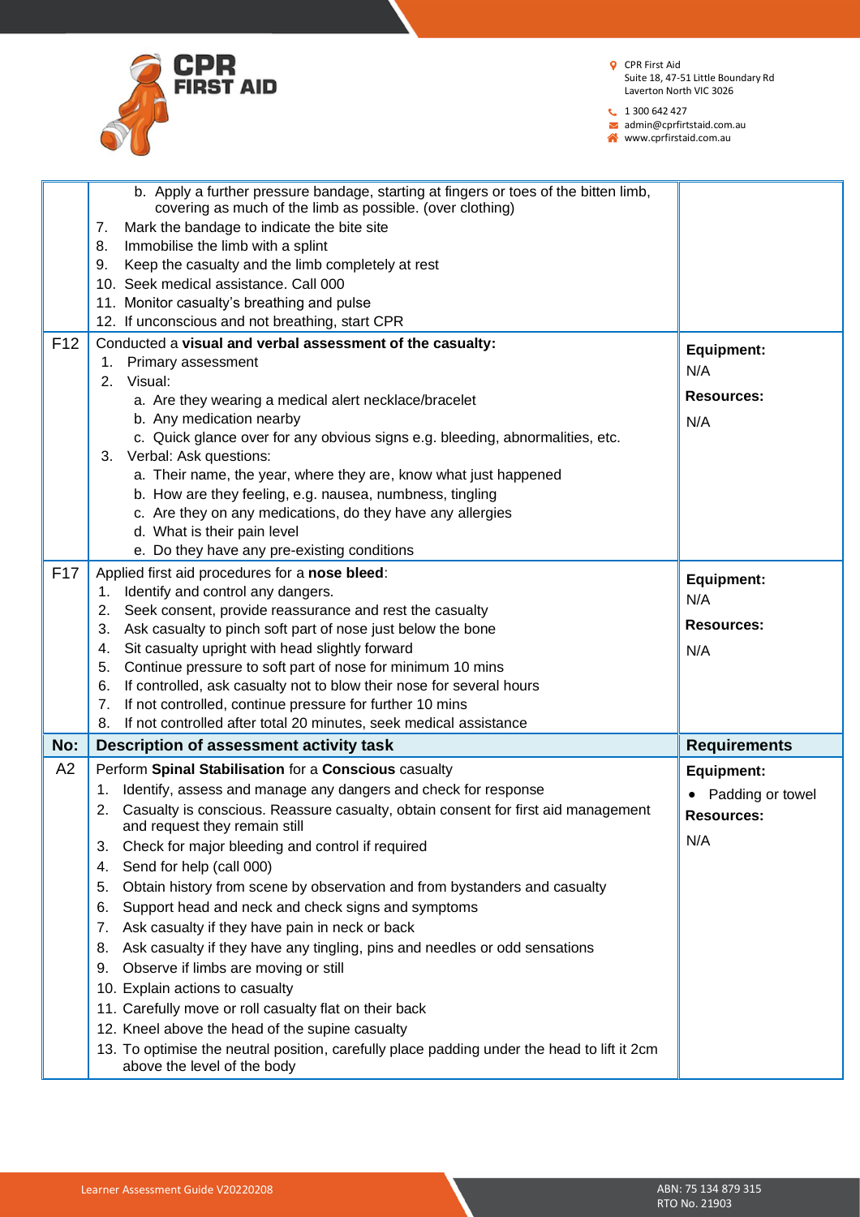| | | |
|---|---|---|
| | b. Apply a further pressure bandage, starting at fingers or toes of the bitten limb, covering as much of the limb as possible. (over clothing)<br>7. Mark the bandage to indicate the bite site<br>8. Immobilise the limb with a splint<br>9. Keep the casualty and the limb completely at rest<br>10. Seek medical assistance. Call 000<br>11. Monitor casualty's breathing and pulse<br>12. If unconscious and not breathing, start CPR | |
| F12 | Conducted a **visual and verbal assessment of the casualty:**<br>1. Primary assessment<br>2. Visual:<br>a. Are they wearing a medical alert necklace/bracelet<br>b. Any medication nearby<br>c. Quick glance over for any obvious signs e.g. bleeding, abnormalities, etc.<br>3. Verbal: Ask questions:<br>a. Their name, the year, where they are, know what just happened<br>b. How are they feeling, e.g. nausea, numbness, tingling<br>c. Are they on any medications, do they have any allergies<br>d. What is their pain level<br>e. Do they have any pre-existing conditions | **Equipment:**<br>N/A<br>**Resources:**<br>N/A |
| F17 | Applied first aid procedures for a **nose bleed**:<br>1. Identify and control any dangers.<br>2. Seek consent, provide reassurance and rest the casualty<br>3. Ask casualty to pinch soft part of nose just below the bone<br>4. Sit casualty upright with head slightly forward<br>5. Continue pressure to soft part of nose for minimum 10 mins<br>6. If controlled, ask casualty not to blow their nose for several hours<br>7. If not controlled, continue pressure for further 10 mins<br>8. If not controlled after total 20 minutes, seek medical assistance | **Equipment:**<br>N/A<br>**Resources:**<br>N/A |
| **No:** | **Description of assessment activity task** | **Requirements** |
| A2 | Perform **Spinal Stabilisation** for a **Conscious** casualty<br>1. Identify, assess and manage any dangers and check for response<br>2. Casualty is conscious. Reassure casualty, obtain consent for first aid management and request they remain still<br>3. Check for major bleeding and control if required<br>4. Send for help (call 000)<br>5. Obtain history from scene by observation and from bystanders and casualty<br>6. Support head and neck and check signs and symptoms<br>7. Ask casualty if they have pain in neck or back<br>8. Ask casualty if they have any tingling, pins and needles or odd sensations<br>9. Observe if limbs are moving or still<br>10. Explain actions to casualty<br>11. Carefully move or roll casualty flat on their back<br>12. Kneel above the head of the supine casualty<br>13. To optimise the neutral position, carefully place padding under the head to lift it 2cm above the level of the body | **Equipment:**<br>• Padding or towel<br>**Resources:**<br>N/A |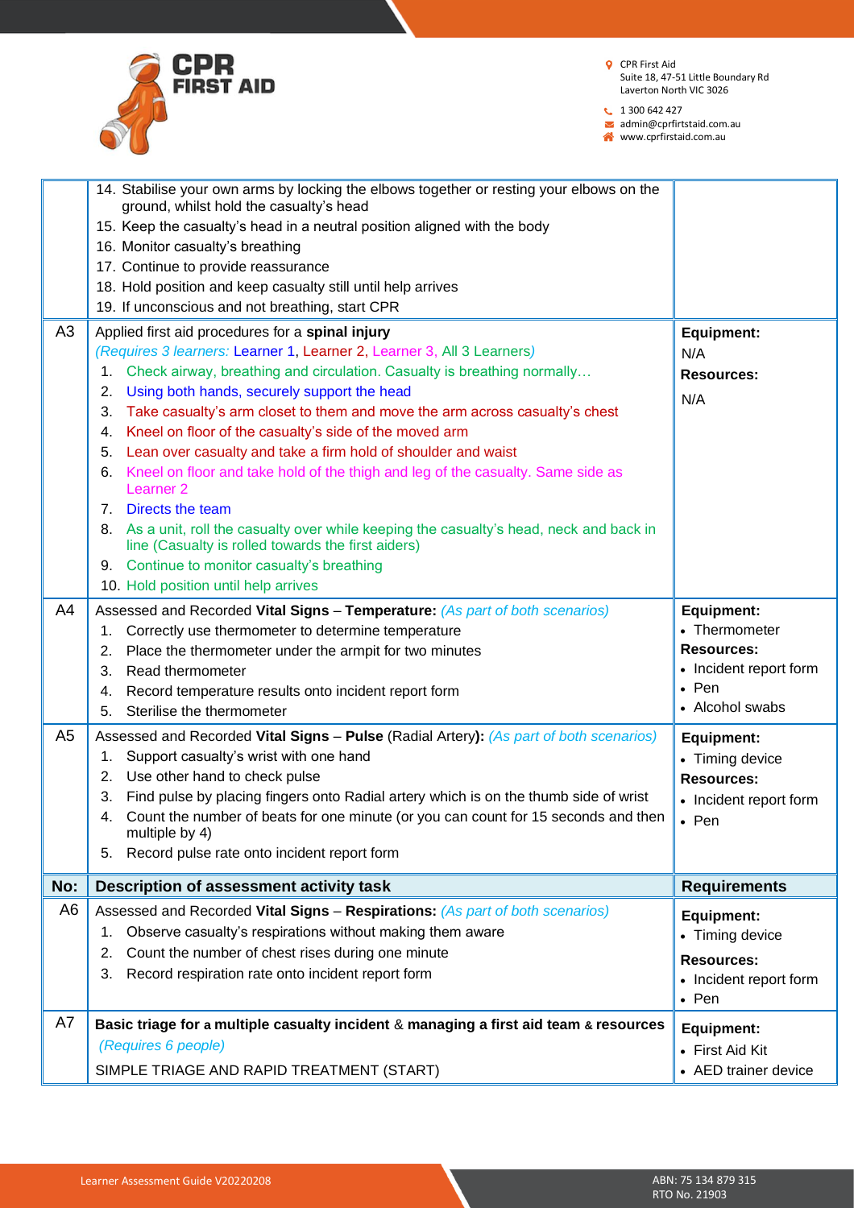| | | |
|---|---|---|
| | 14. Stabilise your own arms by locking the elbows together or resting your elbows on the ground, whilst hold the casualty's head<br>15. Keep the casualty's head in a neutral position aligned with the body<br>16. Monitor casualty's breathing<br>17. Continue to provide reassurance<br>18. Hold position and keep casualty still until help arrives<br>19. If unconscious and not breathing, start CPR | |
| A3 | Applied first aid procedures for a **spinal injury**<br>*(Requires 3 learners:* Learner 1, Learner 2, Learner 3, All 3 Learners*)*<br>1. Check airway, breathing and circulation. Casualty is breathing normally…<br>2. Using both hands, securely support the head<br>3. Take casualty's arm closet to them and move the arm across casualty's chest<br>4. Kneel on floor of the casualty's side of the moved arm<br>5. Lean over casualty and take a firm hold of shoulder and waist<br>6. Kneel on floor and take hold of the thigh and leg of the casualty. Same side as Learner 2<br>7. Directs the team<br>8. As a unit, roll the casualty over while keeping the casualty's head, neck and back in line (Casualty is rolled towards the first aiders)<br>9. Continue to monitor casualty's breathing<br>10. Hold position until help arrives | **Equipment:**<br>N/A<br>**Resources:**<br>N/A |
| A4 | Assessed and Recorded **Vital Signs** – **Temperature:** *(As part of both scenarios)*<br>1. Correctly use thermometer to determine temperature<br>2. Place the thermometer under the armpit for two minutes<br>3. Read thermometer<br>4. Record temperature results onto incident report form<br>5. Sterilise the thermometer | **Equipment:**<br>• Thermometer<br>**Resources:**<br>• Incident report form<br>• Pen<br>• Alcohol swabs |
| A5 | Assessed and Recorded **Vital Signs** – **Pulse** (Radial Artery)**:** *(As part of both scenarios)*<br>1. Support casualty's wrist with one hand<br>2. Use other hand to check pulse<br>3. Find pulse by placing fingers onto Radial artery which is on the thumb side of wrist<br>4. Count the number of beats for one minute (or you can count for 15 seconds and then multiple by 4)<br>5. Record pulse rate onto incident report form | **Equipment:**<br>• Timing device<br>**Resources:**<br>• Incident report form<br>• Pen |
| **No:** | **Description of assessment activity task** | **Requirements** |
| A6 | Assessed and Recorded **Vital Signs** – **Respirations:** *(As part of both scenarios)*<br>1. Observe casualty's respirations without making them aware<br>2. Count the number of chest rises during one minute<br>3. Record respiration rate onto incident report form | **Equipment:**<br>• Timing device<br>**Resources:**<br>• Incident report form<br>• Pen |
| A7 | **Basic triage for a multiple casualty incident & managing a first aid team & resources**<br>*(Requires 6 people)*<br>SIMPLE TRIAGE AND RAPID TREATMENT (START) | **Equipment:**<br>• First Aid Kit<br>• AED trainer device |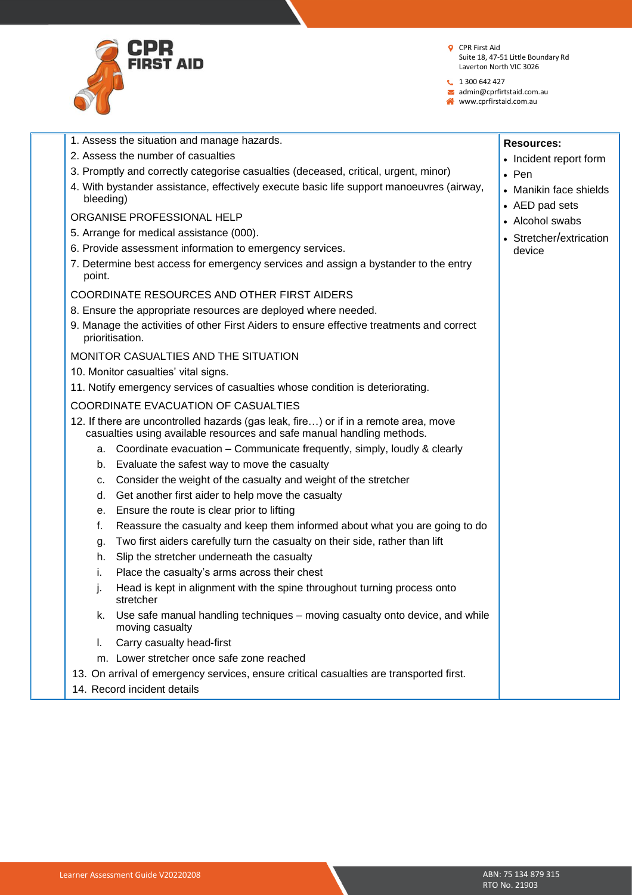1. Assess the situation and manage hazards.
2. Assess the number of casualties
3. Promptly and correctly categorise casualties (deceased, critical, urgent, minor)
4. With bystander assistance, effectively execute basic life support manoeuvres (airway, bleeding)

ORGANISE PROFESSIONAL HELP

5. Arrange for medical assistance (000).
6. Provide assessment information to emergency services.
7. Determine best access for emergency services and assign a bystander to the entry point.

COORDINATE RESOURCES AND OTHER FIRST AIDERS

8. Ensure the appropriate resources are deployed where needed.
9. Manage the activities of other First Aiders to ensure effective treatments and correct prioritisation.

MONITOR CASUALTIES AND THE SITUATION

10. Monitor casualties' vital signs.
11. Notify emergency services of casualties whose condition is deteriorating.

COORDINATE EVACUATION OF CASUALTIES

12. If there are uncontrolled hazards (gas leak, fire…) or if in a remote area, move casualties using available resources and safe manual handling methods.
    a. Coordinate evacuation – Communicate frequently, simply, loudly & clearly
    b. Evaluate the safest way to move the casualty
    c. Consider the weight of the casualty and weight of the stretcher
    d. Get another first aider to help move the casualty
    e. Ensure the route is clear prior to lifting
    f. Reassure the casualty and keep them informed about what you are going to do
    g. Two first aiders carefully turn the casualty on their side, rather than lift
    h. Slip the stretcher underneath the casualty
    i. Place the casualty's arms across their chest
    j. Head is kept in alignment with the spine throughout turning process onto stretcher
    k. Use safe manual handling techniques – moving casualty onto device, and while moving casualty
    l. Carry casualty head-first
    m. Lower stretcher once safe zone reached
13. On arrival of emergency services, ensure critical casualties are transported first.
14. Record incident details

**Resources:**

- Incident report form
- Pen
- Manikin face shields
- AED pad sets
- Alcohol swabs
- Stretcher/extrication device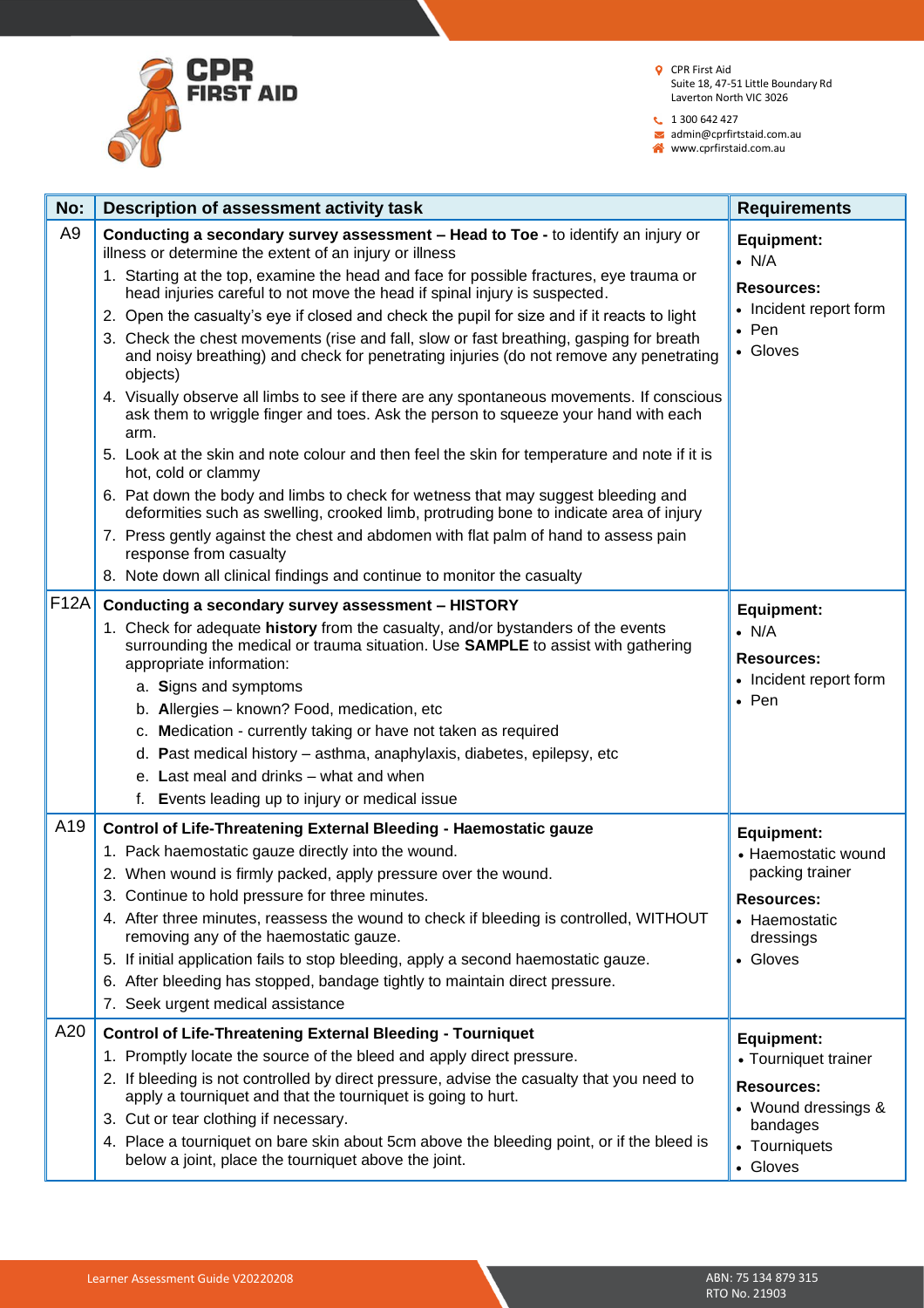| No: | Description of assessment activity task | Requirements |
|---|---|---|
| A9 | **Conducting a secondary survey assessment – Head to Toe -** to identify an injury or illness or determine the extent of an injury or illness<br>1. Starting at the top, examine the head and face for possible fractures, eye trauma or head injuries careful to not move the head if spinal injury is suspected.<br>2. Open the casualty's eye if closed and check the pupil for size and if it reacts to light<br>3. Check the chest movements (rise and fall, slow or fast breathing, gasping for breath and noisy breathing) and check for penetrating injuries (do not remove any penetrating objects)<br>4. Visually observe all limbs to see if there are any spontaneous movements. If conscious ask them to wriggle finger and toes. Ask the person to squeeze your hand with each arm.<br>5. Look at the skin and note colour and then feel the skin for temperature and note if it is hot, cold or clammy<br>6. Pat down the body and limbs to check for wetness that may suggest bleeding and deformities such as swelling, crooked limb, protruding bone to indicate area of injury<br>7. Press gently against the chest and abdomen with flat palm of hand to assess pain response from casualty<br>8. Note down all clinical findings and continue to monitor the casualty | **Equipment:**<br>• N/A<br>**Resources:**<br>• Incident report form<br>• Pen<br>• Gloves |
| F12A | **Conducting a secondary survey assessment – HISTORY**<br>1. Check for adequate **history** from the casualty, and/or bystanders of the events surrounding the medical or trauma situation. Use **SAMPLE** to assist with gathering appropriate information:<br>a. **S**igns and symptoms<br>b. **A**llergies – known? Food, medication, etc<br>c. **M**edication - currently taking or have not taken as required<br>d. **P**ast medical history – asthma, anaphylaxis, diabetes, epilepsy, etc<br>e. **L**ast meal and drinks – what and when<br>f. **E**vents leading up to injury or medical issue | **Equipment:**<br>• N/A<br>**Resources:**<br>• Incident report form<br>• Pen |
| A19 | **Control of Life-Threatening External Bleeding - Haemostatic gauze**<br>1. Pack haemostatic gauze directly into the wound.<br>2. When wound is firmly packed, apply pressure over the wound.<br>3. Continue to hold pressure for three minutes.<br>4. After three minutes, reassess the wound to check if bleeding is controlled, WITHOUT removing any of the haemostatic gauze.<br>5. If initial application fails to stop bleeding, apply a second haemostatic gauze.<br>6. After bleeding has stopped, bandage tightly to maintain direct pressure.<br>7. Seek urgent medical assistance | **Equipment:**<br>• Haemostatic wound packing trainer<br>**Resources:**<br>• Haemostatic dressings<br>• Gloves |
| A20 | **Control of Life-Threatening External Bleeding - Tourniquet**<br>1. Promptly locate the source of the bleed and apply direct pressure.<br>2. If bleeding is not controlled by direct pressure, advise the casualty that you need to apply a tourniquet and that the tourniquet is going to hurt.<br>3. Cut or tear clothing if necessary.<br>4. Place a tourniquet on bare skin about 5cm above the bleeding point, or if the bleed is below a joint, place the tourniquet above the joint. | **Equipment:**<br>• Tourniquet trainer<br>**Resources:**<br>• Wound dressings & bandages<br>• Tourniquets<br>• Gloves |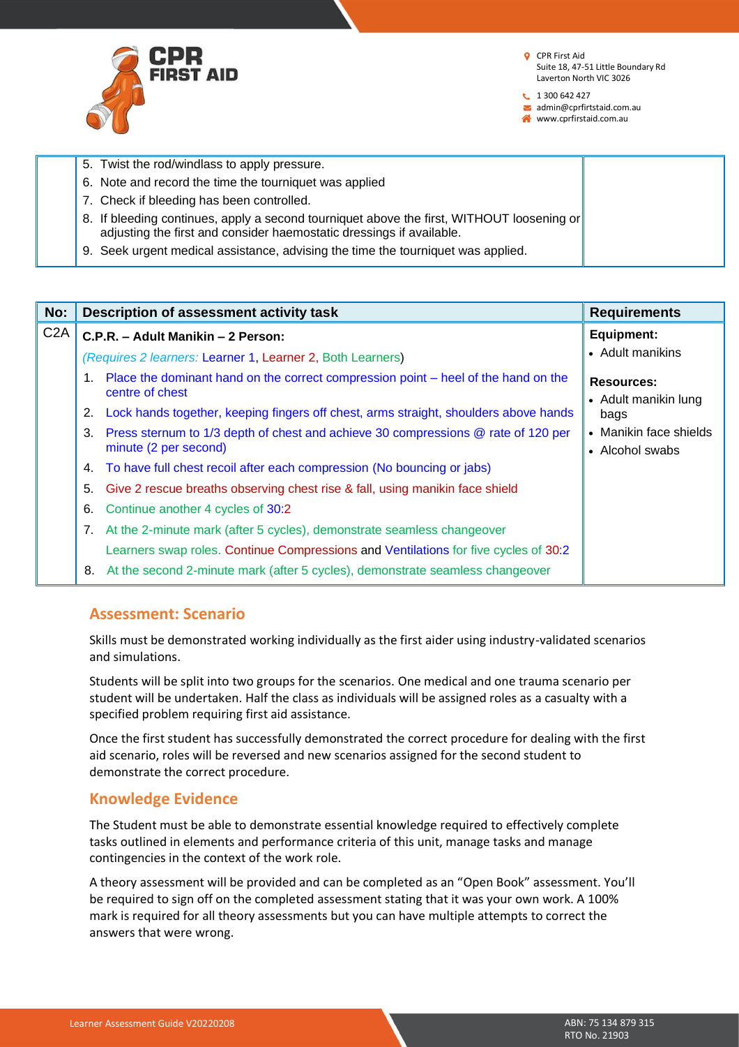| | | |
|---|---|---|
| | 5. Twist the rod/windlass to apply pressure.<br>6. Note and record the time the tourniquet was applied<br>7. Check if bleeding has been controlled.<br>8. If bleeding continues, apply a second tourniquet above the first, WITHOUT loosening or adjusting the first and consider haemostatic dressings if available.<br>9. Seek urgent medical assistance, advising the time the tourniquet was applied. | |

| No: | Description of assessment activity task | Requirements |
|---|---|---|
| C2A | **C.P.R. – Adult Manikin – 2 Person:**<br>*(Requires 2 learners:* Learner 1, Learner 2, Both Learners)<br>1. Place the dominant hand on the correct compression point – heel of the hand on the centre of chest<br>2. Lock hands together, keeping fingers off chest, arms straight, shoulders above hands<br>3. Press sternum to 1/3 depth of chest and achieve 30 compressions @ rate of 120 per minute (2 per second)<br>4. To have full chest recoil after each compression (No bouncing or jabs)<br>5. Give 2 rescue breaths observing chest rise & fall, using manikin face shield<br>6. Continue another 4 cycles of 30:2<br>7. At the 2-minute mark (after 5 cycles), demonstrate seamless changeover<br>Learners swap roles. Continue Compressions and Ventilations for five cycles of 30:2<br>8. At the second 2-minute mark (after 5 cycles), demonstrate seamless changeover | **Equipment:**<br>• Adult manikins<br><br>**Resources:**<br>• Adult manikin lung bags<br>• Manikin face shields<br>• Alcohol swabs |

## Assessment: Scenario

Skills must be demonstrated working individually as the first aider using industry-validated scenarios and simulations.

Students will be split into two groups for the scenarios. One medical and one trauma scenario per student will be undertaken. Half the class as individuals will be assigned roles as a casualty with a specified problem requiring first aid assistance.

Once the first student has successfully demonstrated the correct procedure for dealing with the first aid scenario, roles will be reversed and new scenarios assigned for the second student to demonstrate the correct procedure.

## Knowledge Evidence

The Student must be able to demonstrate essential knowledge required to effectively complete tasks outlined in elements and performance criteria of this unit, manage tasks and manage contingencies in the context of the work role.

A theory assessment will be provided and can be completed as an "Open Book" assessment. You'll be required to sign off on the completed assessment stating that it was your own work. A 100% mark is required for all theory assessments but you can have multiple attempts to correct the answers that were wrong.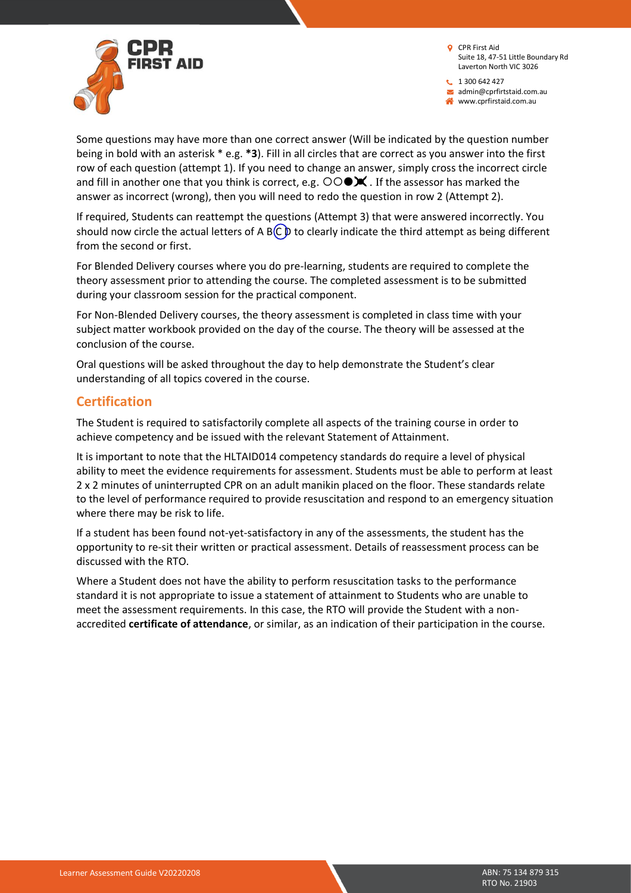Some questions may have more than one correct answer (Will be indicated by the question number being in bold with an asterisk * e.g. ***3**). Fill in all circles that are correct as you answer into the first row of each question (attempt 1). If you need to change an answer, simply cross the incorrect circle and fill in another one that you think is correct, e.g. ○○●✕. If the assessor has marked the answer as incorrect (wrong), then you will need to redo the question in row 2 (Attempt 2).

If required, Students can reattempt the questions (Attempt 3) that were answered incorrectly. You should now circle the actual letters of A B (C) D to clearly indicate the third attempt as being different from the second or first.

For Blended Delivery courses where you do pre-learning, students are required to complete the theory assessment prior to attending the course. The completed assessment is to be submitted during your classroom session for the practical component.

For Non-Blended Delivery courses, the theory assessment is completed in class time with your subject matter workbook provided on the day of the course. The theory will be assessed at the conclusion of the course.

Oral questions will be asked throughout the day to help demonstrate the Student's clear understanding of all topics covered in the course.

## Certification

The Student is required to satisfactorily complete all aspects of the training course in order to achieve competency and be issued with the relevant Statement of Attainment.

It is important to note that the HLTAID014 competency standards do require a level of physical ability to meet the evidence requirements for assessment. Students must be able to perform at least 2 x 2 minutes of uninterrupted CPR on an adult manikin placed on the floor. These standards relate to the level of performance required to provide resuscitation and respond to an emergency situation where there may be risk to life.

If a student has been found not-yet-satisfactory in any of the assessments, the student has the opportunity to re-sit their written or practical assessment. Details of reassessment process can be discussed with the RTO.

Where a Student does not have the ability to perform resuscitation tasks to the performance standard it is not appropriate to issue a statement of attainment to Students who are unable to meet the assessment requirements. In this case, the RTO will provide the Student with a non-accredited **certificate of attendance**, or similar, as an indication of their participation in the course.